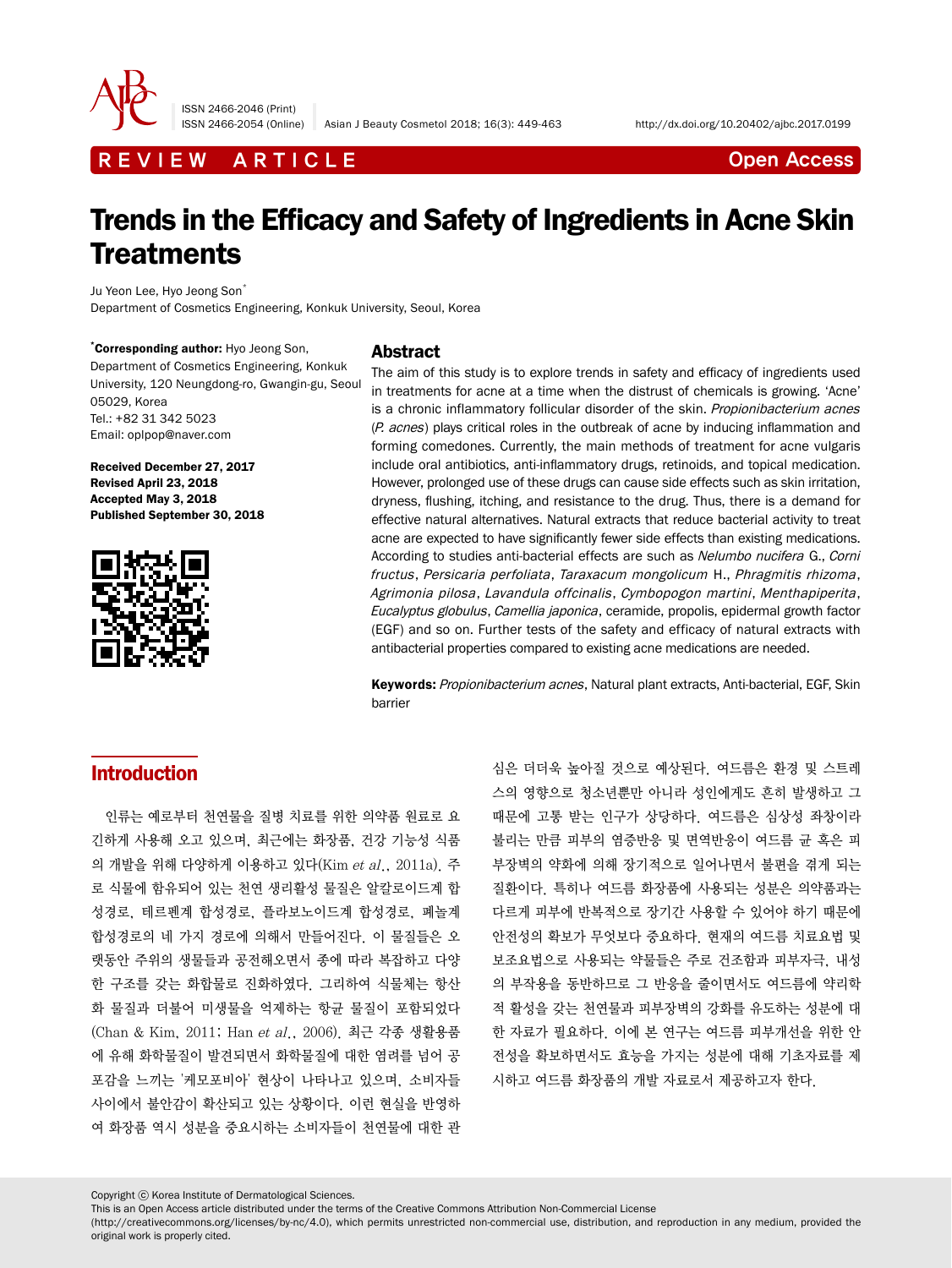REVIEW ARTICLE

Open Access

# Trends in the Efficacy and Safety of Ingredients in Acne Skin Treatments

Ju Yeon Lee, Hyo Jeong Son*

Department of Cosmetics Engineering, Konkuk University, Seoul, Korea

***Corresponding author:** Hyo Jeong Son, Department of Cosmetics Engineering, Konkuk University, 120 Neungdong-ro, Gwangin-gu, Seoul 05029, Korea
Tel.: +82 31 342 5023
Email: oplpop@naver.com

**Received December 27, 2017**
**Revised April 23, 2018**
**Accepted May 3, 2018**
**Published September 30, 2018**

## Abstract

The aim of this study is to explore trends in safety and efficacy of ingredients used in treatments for acne at a time when the distrust of chemicals is growing. 'Acne' is a chronic inflammatory follicular disorder of the skin. *Propionibacterium acnes* (*P. acnes*) plays critical roles in the outbreak of acne by inducing inflammation and forming comedones. Currently, the main methods of treatment for acne vulgaris include oral antibiotics, anti-inflammatory drugs, retinoids, and topical medication. However, prolonged use of these drugs can cause side effects such as skin irritation, dryness, flushing, itching, and resistance to the drug. Thus, there is a demand for effective natural alternatives. Natural extracts that reduce bacterial activity to treat acne are expected to have significantly fewer side effects than existing medications. According to studies anti-bacterial effects are such as *Nelumbo nucifera* G., *Corni fructus*, *Persicaria perfoliata*, *Taraxacum mongolicum* H., *Phragmitis rhizoma*, *Agrimonia pilosa*, *Lavandula offcinalis*, *Cymbopogon martini*, *Menthapiperita*, *Eucalyptus globulus*, *Camellia japonica*, ceramide, propolis, epidermal growth factor (EGF) and so on. Further tests of the safety and efficacy of natural extracts with antibacterial properties compared to existing acne medications are needed.

**Keywords:** *Propionibacterium acnes*, Natural plant extracts, Anti-bacterial, EGF, Skin barrier

## Introduction

인류는 예로부터 천연물을 질병 치료를 위한 의약품 원료로 요긴하게 사용해 오고 있으며, 최근에는 화장품, 건강 기능성 식품의 개발을 위해 다양하게 이용하고 있다(Kim *et al*., 2011a). 주로 식물에 함유되어 있는 천연 생리활성 물질은 알칼로이드계 합성경로, 테르펜계 합성경로, 플라보노이드계 합성경로, 페놀계 합성경로의 네 가지 경로에 의해서 만들어진다. 이 물질들은 오랫동안 주위의 생물들과 공전해오면서 종에 따라 복잡하고 다양한 구조를 갖는 화합물로 진화하였다. 그리하여 식물체는 항산화 물질과 더불어 미생물을 억제하는 항균 물질이 포함되었다(Chan & Kim, 2011; Han *et al*., 2006). 최근 각종 생활용품에 유해 화학물질이 발견되면서 화학물질에 대한 염려를 넘어 공포감을 느끼는 '케모포비아' 현상이 나타나고 있으며, 소비자들 사이에서 불안감이 확산되고 있는 상황이다. 이런 현실을 반영하여 화장품 역시 성분을 중요시하는 소비자들이 천연물에 대한 관심은 더더욱 높아질 것으로 예상된다. 여드름은 환경 및 스트레스의 영향으로 청소년뿐만 아니라 성인에게도 흔히 발생하고 그 때문에 고통 받는 인구가 상당하다. 여드름은 심상성 좌창이라 불리는 만큼 피부의 염증반응 및 면역반응이 여드름 균 혹은 피부장벽의 약화에 의해 장기적으로 일어나면서 불편을 겪게 되는 질환이다. 특히나 여드름 화장품에 사용되는 성분은 의약품과는 다르게 피부에 반복적으로 장기간 사용할 수 있어야 하기 때문에 안전성의 확보가 무엇보다 중요하다. 현재의 여드름 치료요법 및 보조요법으로 사용되는 약물들은 주로 건조함과 피부자극, 내성의 부작용을 동반하므로 그 반응을 줄이면서도 여드름에 약리학적 활성을 갖는 천연물과 피부장벽의 강화를 유도하는 성분에 대한 자료가 필요하다. 이에 본 연구는 여드름 피부개선을 위한 안전성을 확보하면서도 효능을 가지는 성분에 대해 기초자료를 제시하고 여드름 화장품의 개발 자료로서 제공하고자 한다.

Copyright ⓒ Korea Institute of Dermatological Sciences.
This is an Open Access article distributed under the terms of the Creative Commons Attribution Non-Commercial License (http://creativecommons.org/licenses/by-nc/4.0), which permits unrestricted non-commercial use, distribution, and reproduction in any medium, provided the original work is properly cited.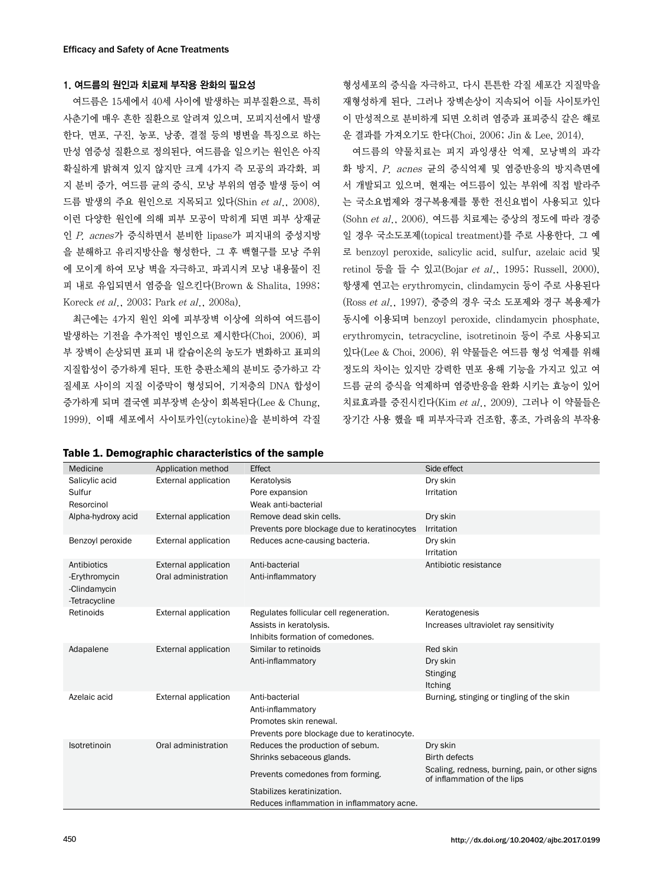## 1. 여드름의 원인과 치료제 부작용 완화의 필요성

여드름은 15세에서 40세 사이에 발생하는 피부질환으로, 특히 사춘기에 매우 흔한 질환으로 알려져 있으며, 모피지선에서 발생한다. 면포, 구진, 농포, 낭종, 결절 등의 병변을 특징으로 하는 만성 염증성 질환으로 정의된다. 여드름을 일으키는 원인은 아직 확실하게 밝혀져 있지 않지만 크게 4가지 즉 모공의 과각화, 피지 분비 증가, 여드름 균의 증식, 모낭 부위의 염증 발생 등이 여드름 발생의 주요 원인으로 지목되고 있다(Shin *et al.*, 2008). 이런 다양한 원인에 의해 피부 모공이 막히게 되면 피부 상재균인 *P. acnes*가 증식하면서 분비한 lipase가 피지내의 중성지방을 분해하고 유리지방산을 형성한다. 그 후 백혈구를 모낭 주위에 모이게 하여 모낭 벽을 자극하고, 파괴시켜 모낭 내용물이 진피 내로 유입되면서 염증을 일으킨다(Brown & Shalita, 1998; Koreck *et al.*, 2003; Park *et al.*, 2008a).

최근에는 4가지 원인 외에 피부장벽 이상에 의하여 여드름이 발생하는 기전을 추가적인 병인으로 제시한다(Choi, 2006). 피부 장벽이 손상되면 표피 내 칼슘이온의 농도가 변화하고 표피의 지질합성이 증가하게 된다. 또한 층판소체의 분비도 증가하고 각질세포 사이의 지질 이중막이 형성되어, 기저층의 DNA 합성이 증가하게 되며 결국엔 피부장벽 손상이 회복된다(Lee & Chung, 1999). 이때 세포에서 사이토카인(cytokine)을 분비하여 각질형성세포의 증식을 자극하고, 다시 튼튼한 각질 세포간 지질막을 재형성하게 된다. 그러나 장벽손상이 지속되어 이들 사이토카인이 만성적으로 분비하게 되면 오히려 염증과 표피증식 같은 해로운 결과를 가져오기도 한다(Choi, 2006; Jin & Lee, 2014).

여드름의 약물치료는 피지 과잉생산 억제, 모낭벽의 과각화 방지, *P. acnes* 균의 증식억제 및 염증반응의 방지측면에서 개발되고 있으며, 현재는 여드름이 있는 부위에 직접 발라주는 국소요법제와 경구복용제를 통한 전신요법이 사용되고 있다(Sohn *et al.*, 2006). 여드름 치료제는 증상의 정도에 따라 경증일 경우 국소도포제(topical treatment)를 주로 사용한다. 그 예로 benzoyl peroxide, salicylic acid, sulfur, azelaic acid 및 retinol 등을 들 수 있고(Bojar *et al.*, 1995; Russell, 2000), 항생제 연고는 erythromycin, clindamycin 등이 주로 사용된다(Ross *et al.*, 1997). 중증의 경우 국소 도포제와 경구 복용제가 동시에 이용되며 benzoyl peroxide, clindamycin phosphate, erythromycin, tetracycline, isotretinoin 등이 주로 사용되고 있다(Lee & Choi, 2006). 위 약물들은 여드름 형성 억제를 위해 정도의 차이는 있지만 강력한 면포 용해 기능을 가지고 있고 여드름 균의 증식을 억제하며 염증반응을 완화 시키는 효능이 있어 치료효과를 증진시킨다(Kim *et al.*, 2009). 그러나 이 약물들은 장기간 사용 했을 때 피부자극과 건조함, 홍조, 가려움의 부작용

**Table 1. Demographic characteristics of the sample**

| Medicine | Application method | Effect | Side effect |
|---|---|---|---|
| Salicylic acid<br>Sulfur<br>Resorcinol | External application | Keratolysis<br>Pore expansion<br>Weak anti-bacterial | Dry skin<br>Irritation |
| Alpha-hydroxy acid | External application | Remove dead skin cells.<br>Prevents pore blockage due to keratinocytes | Dry skin<br>Irritation |
| Benzoyl peroxide | External application | Reduces acne-causing bacteria. | Dry skin<br>Irritation |
| Antibiotics<br>-Erythromycin<br>-Clindamycin<br>-Tetracycline | External application<br>Oral administration | Anti-bacterial<br>Anti-inflammatory | Antibiotic resistance |
| Retinoids | External application | Regulates follicular cell regeneration.<br>Assists in keratolysis.<br>Inhibits formation of comedones. | Keratogenesis<br>Increases ultraviolet ray sensitivity |
| Adapalene | External application | Similar to retinoids<br>Anti-inflammatory | Red skin<br>Dry skin<br>Stinging<br>Itching |
| Azelaic acid | External application | Anti-bacterial<br>Anti-inflammatory<br>Promotes skin renewal.<br>Prevents pore blockage due to keratinocyte. | Burning, stinging or tingling of the skin |
| Isotretinoin | Oral administration | Reduces the production of sebum.<br>Shrinks sebaceous glands.<br>Prevents comedones from forming.<br>Stabilizes keratinization.<br>Reduces inflammation in inflammatory acne. | Dry skin<br>Birth defects<br>Scaling, redness, burning, pain, or other signs of inflammation of the lips |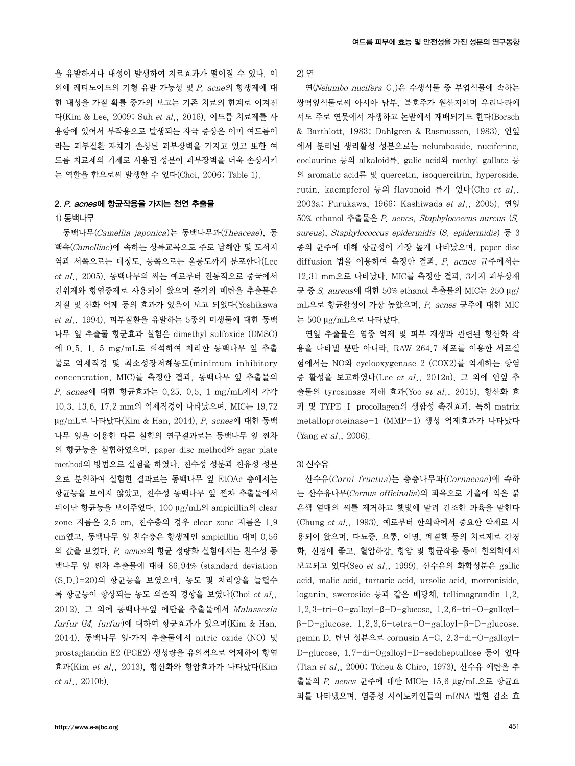을 유발하거나 내성이 발생하여 치료효과가 떨어질 수 있다. 이외에 레티노이드의 기형 유발 가능성 및 *P. acne*의 항생제에 대한 내성을 가질 확률 증가의 보고는 기존 치료의 한계로 여겨진다(Kim & Lee, 2009; Suh *et al.*, 2016). 여드름 치료제를 사용함에 있어서 부작용으로 발생되는 자극 증상은 이미 여드름이라는 피부질환 자체가 손상된 피부장벽을 가지고 있고 또한 여드름 치료제의 기제로 사용된 성분이 피부장벽을 더욱 손상시키는 역할을 함으로써 발생할 수 있다(Choi, 2006; Table 1).

## 2. *P. acnes*에 항균작용을 가지는 천연 추출물

### 1) 동백나무

동백나무(*Camellia japonica*)는 동백나무과(*Theaceae*), 동백속(*Camelliae*)에 속하는 상록교목으로 주로 남해안 및 도서지역과 서쪽으로는 대청도, 동쪽으로는 울릉도까지 분포한다(Lee *et al.*, 2005). 동백나무의 씨는 예로부터 전통적으로 중국에서 건위제와 항염증제로 사용되어 왔으며 줄기의 메탄올 추출물은 지질 및 산화 억제 등의 효과가 있음이 보고 되었다(Yoshikawa *et al.*, 1994). 피부질환을 유발하는 5종의 미생물에 대한 동백나무 잎 추출물 항균효과 실험은 dimethyl sulfoxide (DMSO)에 0.5, 1, 5 mg/mL로 희석하여 처리한 동백나무 잎 추출물로 억제직경 및 최소성장저해농도(minimum inhibitory concentration, MIC)를 측정한 결과, 동백나무 잎 추출물의 *P. acnes*에 대한 항균효과는 0.25, 0.5, 1 mg/mL에서 각각 10.3, 13.6, 17.2 mm의 억제직경이 나타났으며, MIC는 19.72 μg/mL로 나타났다(Kim & Han, 2014). *P. acnes*에 대한 동백나무 잎을 이용한 다른 실험의 연구결과로는 동백나무 잎 찐차의 항균능을 실험하였으며, paper disc method와 agar plate method의 방법으로 실험을 하였다. 친수성 성분과 친유성 성분으로 분획하여 실험한 결과로는 동백나무 잎 EtOAc 층에서는 항균능을 보이지 않았고, 친수성 동백나무 잎 찐차 추출물에서 뛰어난 항균능을 보여주었다. 100 μg/mL의 ampicillin의 clear zone 지름은 2.5 cm, 친수층의 경우 clear zone 지름은 1.9 cm였고, 동백나무 잎 친수층은 항생제인 ampicillin 대비 0.56의 값을 보였다. *P. acnes*의 항균 정량화 실험에서는 친수성 동백나무 잎 찐차 추출물에 대해 86.94% (standard deviation (S.D.)=20)의 항균능을 보였으며, 농도 및 처리양을 늘릴수록 항균능이 향상되는 농도 의존적 경향을 보였다(Choi *et al.*, 2012). 그 외에 동백나무잎 에탄올 추출물에서 *Malassezia furfur* (*M. furfur*)에 대하여 항균효과가 있으며(Kim & Han, 2014), 동백나무 잎·가지 추출물에서 nitric oxide (NO) 및 prostaglandin E2 (PGE2) 생성량을 유의적으로 억제하여 항염효과(Kim *et al.*, 2013), 항산화와 항암효과가 나타났다(Kim *et al.*, 2010b).

### 2) 연

연(*Nelumbo nucifera* G.)은 수생식물 중 부엽식물에 속하는 쌍떡잎식물로써 아시아 남부, 북호주가 원산지이며 우리나라에서도 주로 연못에서 자생하고 논밭에서 재배되기도 한다(Borsch & Barthlott, 1983; Dahlgren & Rasmussen, 1983). 연잎에서 분리된 생리활성 성분으로는 nelumboside, nuciferine, coclaurine 등의 alkaloid류, galic acid와 methyl gallate 등의 aromatic acid류 및 quercetin, isoquercitrin, hyperoside, rutin, kaempferol 등의 flavonoid 류가 있다(Cho *et al.*, 2003a; Furukawa, 1966; Kashiwada *et al.*, 2005). 연잎 50% ethanol 추출물은 *P. acnes*, *Staphylococcus aureus* (*S. aureus*), *Staphylococcus epidermidis* (*S. epidermidis*) 등 3종의 균주에 대해 항균성이 가장 높게 나타났으며, paper disc diffusion 법을 이용하여 측정한 결과, *P. acnes* 균주에서는 12.31 mm으로 나타났다. MIC를 측정한 결과, 3가지 피부상재균 중 *S. aureus*에 대한 50% ethanol 추출물의 MIC는 250 μg/mL으로 항균활성이 가장 높았으며, *P. acnes* 균주에 대한 MIC는 500 μg/mL으로 나타났다.

연잎 추출물은 염증 억제 및 피부 재생과 관련된 항산화 작용을 나타낼 뿐만 아니라, RAW 264.7 세포를 이용한 세포실험에서는 NO와 cyclooxygenase 2 (COX2)를 억제하는 항염증 활성을 보고하였다(Lee *et al.*, 2012a). 그 외에 연잎 추출물의 tyrosinase 저해 효과(Yoo *et al.*, 2015), 항산화 효과 및 TYPE Ⅰ procollagen의 생합성 촉진효과, 특히 matrix metalloproteinase-1 (MMP-1) 생성 억제효과가 나타났다(Yang *et al.*, 2006).

### 3) 산수유

산수유(*Corni fructus*)는 층층나무과(*Cornaceae*)에 속하는 산수유나무(*Cornus officinalis*)의 과육으로 가을에 익은 붉은색 열매의 씨를 제거하고 햇빛에 말려 건조한 과육을 말한다(Chung *et al.*, 1993). 예로부터 한의학에서 중요한 약제로 사용되어 왔으며, 다뇨증, 요통, 이명, 폐결핵 등의 치료제로 간경화, 신경에 좋고, 혈압하강, 항암 및 항균작용 등이 한의학에서 보고되고 있다(Seo *et al.*, 1999). 산수유의 화학성분은 gallic acid, malic acid, tartaric acid, ursolic acid, morroniside, loganin, sweroside 등과 같은 배당체, tellimagrandin 1,2, 1,2,3-tri-O-galloyl-β-D-glucose, 1,2,6-tri-O-galloyl-β-D-glucose, 1,2,3,6-tetra-O-galloyl-β-D-glucose, gemin D, 탄닌 성분으로 cornusin A-G, 2,3-di-O-galloyl-D-glucose, 1,7-di-Ogalloyl-D-sedoheptullose 등이 있다(Tian *et al.*, 2000; Toheu & Chiro, 1973). 산수유 에탄올 추출물의 *P. acnes* 균주에 대한 MIC는 15.6 μg/mL으로 항균효과를 나타냈으며, 염증성 사이토카인들의 mRNA 발현 감소 효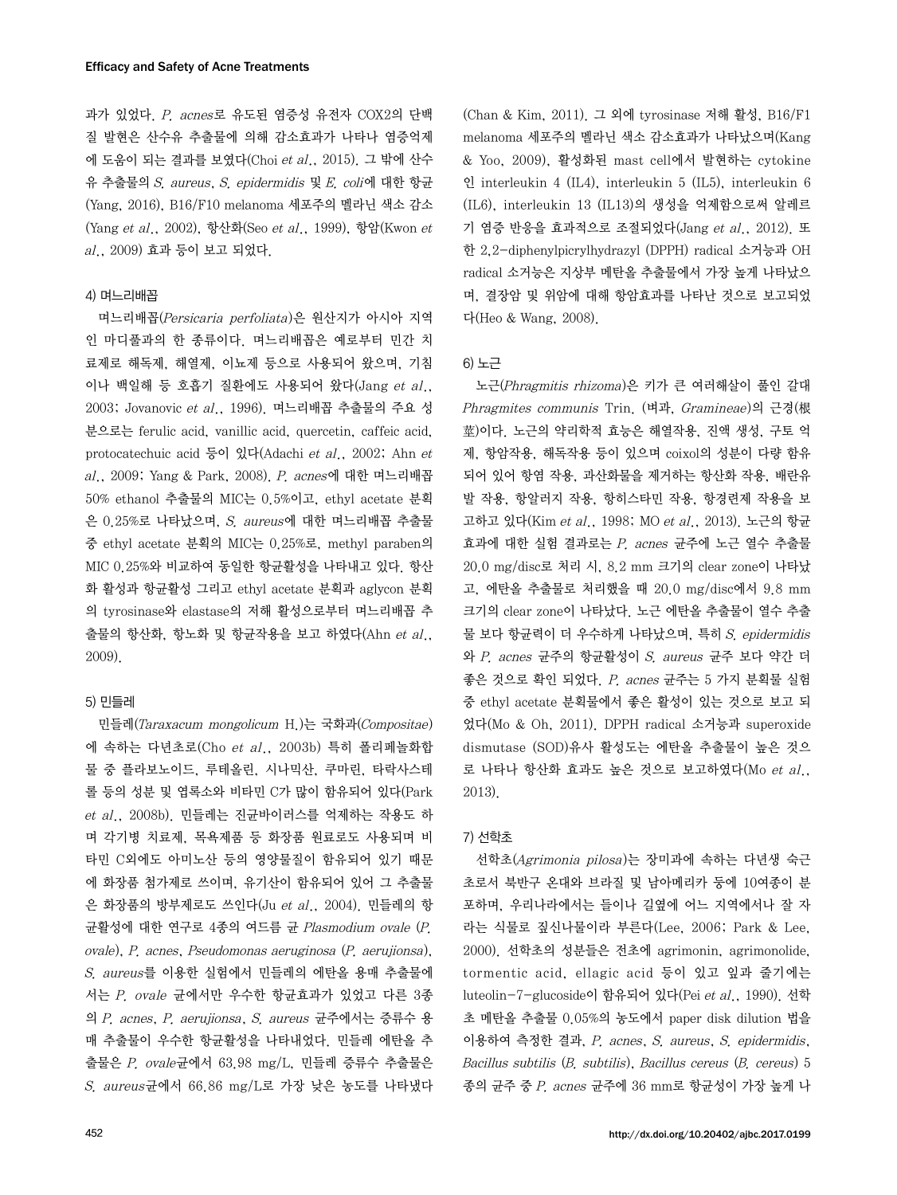과가 있었다. *P. acnes*로 유도된 염증성 유전자 COX2의 단백질 발현은 산수유 추출물에 의해 감소효과가 나타나 염증억제에 도움이 되는 결과를 보였다(Choi *et al.*, 2015). 그 밖에 산수유 추출물의 *S. aureus*, *S. epidermidis* 및 *E. coli*에 대한 항균(Yang, 2016), B16/F10 melanoma 세포주의 멜라닌 색소 감소(Yang *et al.*, 2002), 항산화(Seo *et al.*, 1999), 항암(Kwon *et al.*, 2009) 효과 등이 보고 되었다.

#### 4) 며느리배꼽

며느리배꼽(*Persicaria perfoliata*)은 원산지가 아시아 지역인 마디풀과의 한 종류이다. 며느리배꼽은 예로부터 민간 치료제로 해독제, 해열제, 이뇨제 등으로 사용되어 왔으며, 기침이나 백일해 등 호흡기 질환에도 사용되어 왔다(Jang *et al.*, 2003; Jovanovic *et al.*, 1996). 며느리배꼽 추출물의 주요 성분으로는 ferulic acid, vanillic acid, quercetin, caffeic acid, protocatechuic acid 등이 있다(Adachi *et al.*, 2002; Ahn *et al.*, 2009; Yang & Park, 2008). *P. acnes*에 대한 며느리배꼽 50% ethanol 추출물의 MIC는 0.5%이고, ethyl acetate 분획은 0.25%로 나타났으며, *S. aureus*에 대한 며느리배꼽 추출물 중 ethyl acetate 분획의 MIC는 0.25%로, methyl paraben의 MIC 0.25%와 비교하여 동일한 항균활성을 나타내고 있다. 항산화 활성과 항균활성 그리고 ethyl acetate 분획과 aglycon 분획의 tyrosinase와 elastase의 저해 활성으로부터 며느리배꼽 추출물의 항산화, 항노화 및 항균작용을 보고 하였다(Ahn *et al.*, 2009).

#### 5) 민들레

민들레(*Taraxacum mongolicum* H.)는 국화과(*Compositae*)에 속하는 다년초로(Cho *et al.*, 2003b) 특히 폴리페놀화합물 중 플라보노이드, 루테올린, 시나믹산, 쿠마린, 타락사스테롤 등의 성분 및 엽록소와 비타민 C가 많이 함유되어 있다(Park *et al.*, 2008b). 민들레는 진균바이러스를 억제하는 작용도 하며 각기병 치료제, 목욕제품 등 화장품 원료로도 사용되며 비타민 C외에도 아미노산 등의 영양물질이 함유되어 있기 때문에 화장품 첨가제로 쓰이며, 유기산이 함유되어 있어 그 추출물은 화장품의 방부제로도 쓰인다(Ju *et al.*, 2004). 민들레의 항균활성에 대한 연구로 4종의 여드름 균 *Plasmodium ovale* (*P. ovale*), *P. acnes*, *Pseudomonas aeruginosa* (*P. aerujionsa*), *S. aureus*를 이용한 실험에서 민들레의 에탄올 용매 추출물에서는 *P. ovale* 균에서만 우수한 항균효과가 있었고 다른 3종의 *P. acnes*, *P. aerujionsa*, *S. aureus* 균주에서는 증류수 용매 추출물이 우수한 항균활성을 나타내었다. 민들레 에탄올 추출물은 *P. ovale*균에서 63.98 mg/L, 민들레 증류수 추출물은 *S. aureus*균에서 66.86 mg/L로 가장 낮은 농도를 나타냈다(Chan & Kim, 2011). 그 외에 tyrosinase 저해 활성, B16/F1 melanoma 세포주의 멜라닌 색소 감소효과가 나타났으며(Kang & Yoo, 2009), 활성화된 mast cell에서 발현하는 cytokine인 interleukin 4 (IL4), interleukin 5 (IL5), interleukin 6 (IL6), interleukin 13 (IL13)의 생성을 억제함으로써 알레르기 염증 반응을 효과적으로 조절되었다(Jang *et al.*, 2012). 또한 2,2-diphenylpicrylhydrazyl (DPPH) radical 소거능과 OH radical 소거능은 지상부 메탄올 추출물에서 가장 높게 나타났으며, 결장암 및 위암에 대해 항암효과를 나타낸 것으로 보고되었다(Heo & Wang, 2008).

#### 6) 노근

노근(*Phragmitis rhizoma*)은 키가 큰 여러해살이 풀인 갈대 *Phragmites communis* Trin. (벼과, *Gramineae*)의 근경(根莖)이다. 노근의 약리학적 효능은 해열작용, 진액 생성, 구토 억제, 항암작용, 해독작용 등이 있으며 coixol의 성분이 다량 함유되어 있어 항염 작용, 과산화물을 제거하는 항산화 작용, 배란유발 작용, 항알러지 작용, 항히스타민 작용, 항경련제 작용을 보고하고 있다(Kim *et al.*, 1998; MO *et al.*, 2013). 노근의 항균효과에 대한 실험 결과로는 *P. acnes* 균주에 노근 열수 추출물 20.0 mg/disc로 처리 시, 8.2 mm 크기의 clear zone이 나타났고, 에탄올 추출물로 처리했을 때 20.0 mg/disc에서 9.8 mm 크기의 clear zone이 나타났다. 노근 에탄올 추출물이 열수 추출물 보다 항균력이 더 우수하게 나타났으며, 특히 *S. epidermidis*와 *P. acnes* 균주의 항균활성이 *S. aureus* 균주 보다 약간 더 좋은 것으로 확인 되었다. *P. acnes* 균주는 5 가지 분획물 실험 중 ethyl acetate 분획물에서 좋은 활성이 있는 것으로 보고 되었다(Mo & Oh, 2011). DPPH radical 소거능과 superoxide dismutase (SOD)유사 활성도는 에탄올 추출물이 높은 것으로 나타나 항산화 효과도 높은 것으로 보고하였다(Mo *et al.*, 2013).

#### 7) 선학초

선학초(*Agrimonia pilosa*)는 장미과에 속하는 다년생 숙근초로서 북반구 온대와 브라질 및 남아메리카 등에 10여종이 분포하며, 우리나라에서는 들이나 길옆에 어느 지역에서나 잘 자라는 식물로 짚신나물이라 부른다(Lee, 2006; Park & Lee, 2000). 선학초의 성분들은 전초에 agrimonin, agrimonolide, tormentic acid, ellagic acid 등이 있고 잎과 줄기에는 luteolin-7-glucoside이 함유되어 있다(Pei *et al.*, 1990). 선학초 메탄올 추출물 0.05%의 농도에서 paper disk dilution 법을 이용하여 측정한 결과, *P. acnes*, *S. aureus*, *S. epidermidis*, *Bacillus subtilis* (*B. subtilis*), *Bacillus cereus* (*B. cereus*) 5종의 균주 중 *P. acnes* 균주에 36 mm로 항균성이 가장 높게 나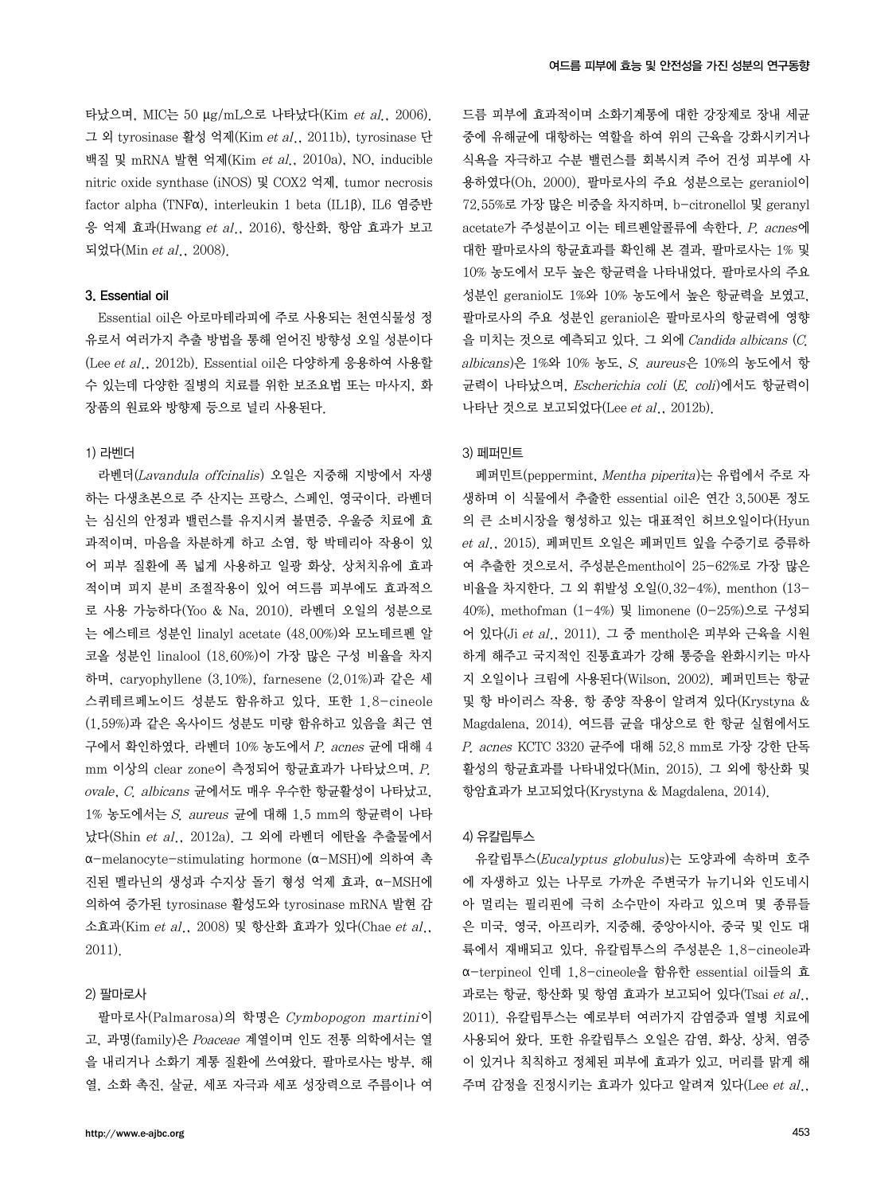타났으며, MIC는 50 μg/mL으로 나타났다(Kim *et al.*, 2006). 그 외 tyrosinase 활성 억제(Kim *et al.*, 2011b), tyrosinase 단백질 및 mRNA 발현 억제(Kim *et al.*, 2010a), NO, inducible nitric oxide synthase (iNOS) 및 COX2 억제, tumor necrosis factor alpha (TNFα), interleukin 1 beta (IL1β), IL6 염증반응 억제 효과(Hwang *et al.*, 2016), 항산화, 항암 효과가 보고되었다(Min *et al.*, 2008).

### 3. Essential oil

Essential oil은 아로마테라피에 주로 사용되는 천연식물성 정유로서 여러가지 추출 방법을 통해 얻어진 방향성 오일 성분이다(Lee *et al.*, 2012b). Essential oil은 다양하게 응용하여 사용할 수 있는데 다양한 질병의 치료를 위한 보조요법 또는 마사지, 화장품의 원료와 방향제 등으로 널리 사용된다.

#### 1) 라벤더

라벤더(*Lavandula offcinalis*) 오일은 지중해 지방에서 자생하는 다생초본으로 주 산지는 프랑스, 스페인, 영국이다. 라벤더는 심신의 안정과 밸런스를 유지시켜 불면증, 우울증 치료에 효과적이며, 마음을 차분하게 하고 소염, 항 박테리아 작용이 있어 피부 질환에 폭 넓게 사용하고 일광 화상, 상처치유에 효과적이며 피지 분비 조절작용이 있어 여드름 피부에도 효과적으로 사용 가능하다(Yoo & Na, 2010). 라벤더 오일의 성분으로는 에스테르 성분인 linalyl acetate (48.00%)와 모노테르펜 알코올 성분인 linalool (18.60%)이 가장 많은 구성 비율을 차지하며, caryophyllene (3.10%), farnesene (2.01%)과 같은 세스퀴테르페노이드 성분도 함유하고 있다. 또한 1,8-cineole (1.59%)과 같은 옥사이드 성분도 미량 함유하고 있음을 최근 연구에서 확인하였다. 라벤더 10% 농도에서 *P. acnes* 균에 대해 4 mm 이상의 clear zone이 측정되어 항균효과가 나타났으며, *P. ovale*, *C. albicans* 균에서도 매우 우수한 항균활성이 나타났고, 1% 농도에서는 *S. aureus* 균에 대해 1.5 mm의 항균력이 나타났다(Shin *et al.*, 2012a). 그 외에 라벤더 에탄올 추출물에서 α-melanocyte-stimulating hormone (α-MSH)에 의하여 촉진된 멜라닌의 생성과 수지상 돌기 형성 억제 효과, α-MSH에 의하여 증가된 tyrosinase 활성도와 tyrosinase mRNA 발현 감소효과(Kim *et al.*, 2008) 및 항산화 효과가 있다(Chae *et al.*, 2011).

#### 2) 팔마로사

팔마로사(Palmarosa)의 학명은 *Cymbopogon martini*이고, 과명(family)은 *Poaceae* 계열이며 인도 전통 의학에서는 열을 내리거나 소화기 계통 질환에 쓰여왔다. 팔마로사는 방부, 해열, 소화 촉진, 살균, 세포 자극과 세포 성장력으로 주름이나 여드름 피부에 효과적이며 소화기계통에 대한 강장제로 장내 세균 중에 유해균에 대항하는 역할을 하여 위의 근육을 강화시키거나 식욕을 자극하고 수분 밸런스를 회복시켜 주어 건성 피부에 사용하였다(Oh, 2000). 팔마로사의 주요 성분으로는 geraniol이 72.55%로 가장 많은 비중을 차지하며, b-citronellol 및 geranyl acetate가 주성분이고 이는 테르펜알콜류에 속한다. *P. acnes*에 대한 팔마로사의 항균효과를 확인해 본 결과, 팔마로사는 1% 및 10% 농도에서 모두 높은 항균력을 나타내었다. 팔마로사의 주요 성분인 geraniol도 1%와 10% 농도에서 높은 항균력을 보였고, 팔마로사의 주요 성분인 geraniol은 팔마로사의 항균력에 영향을 미치는 것으로 예측되고 있다. 그 외에 *Candida albicans* (*C. albicans*)은 1%와 10% 농도, *S. aureus*은 10%의 농도에서 항균력이 나타났으며, *Escherichia coli* (*E. coli*)에서도 항균력이 나타난 것으로 보고되었다(Lee *et al.*, 2012b).

#### 3) 페퍼민트

페퍼민트(peppermint, *Mentha piperita*)는 유럽에서 주로 자생하며 이 식물에서 추출한 essential oil은 연간 3,500톤 정도의 큰 소비시장을 형성하고 있는 대표적인 허브오일이다(Hyun *et al.*, 2015). 페퍼민트 오일은 페퍼민트 잎을 수증기로 증류하여 추출한 것으로서, 주성분은menthol이 25-62%로 가장 많은 비율을 차지한다. 그 외 휘발성 오일(0.32-4%), menthon (13-40%), methofman (1-4%) 및 limonene (0-25%)으로 구성되어 있다(Ji *et al.*, 2011). 그 중 menthol은 피부와 근육을 시원하게 해주고 국지적인 진통효과가 강해 통증을 완화시키는 마사지 오일이나 크림에 사용된다(Wilson, 2002). 페퍼민트는 항균 및 항 바이러스 작용, 항 종양 작용이 알려져 있다(Krystyna & Magdalena, 2014). 여드름 균을 대상으로 한 항균 실험에서도 *P. acnes* KCTC 3320 균주에 대해 52.8 mm로 가장 강한 단독활성의 항균효과를 나타내었다(Min, 2015). 그 외에 항산화 및 항암효과가 보고되었다(Krystyna & Magdalena, 2014).

#### 4) 유칼립투스

유칼립투스(*Eucalyptus globulus*)는 도양과에 속하며 호주에 자생하고 있는 나무로 가까운 주변국가 뉴기니와 인도네시아 멀리는 필리핀에 극히 소수만이 자라고 있으며 몇 종류들은 미국, 영국, 아프리카, 지중해, 중앙아시아, 중국 및 인도 대륙에서 재배되고 있다. 유칼립투스의 주성분은 1,8-cineole과 α-terpineol 인데 1,8-cineole을 함유한 essential oil들의 효과로는 항균, 항산화 및 항염 효과가 보고되어 있다(Tsai *et al.*, 2011). 유칼립투스는 예로부터 여러가지 감염증과 열병 치료에 사용되어 왔다. 또한 유칼립투스 오일은 감염, 화상, 상처, 염증이 있거나 칙칙하고 정체된 피부에 효과가 있고, 머리를 맑게 해주며 감정을 진정시키는 효과가 있다고 알려져 있다(Lee *et al.*,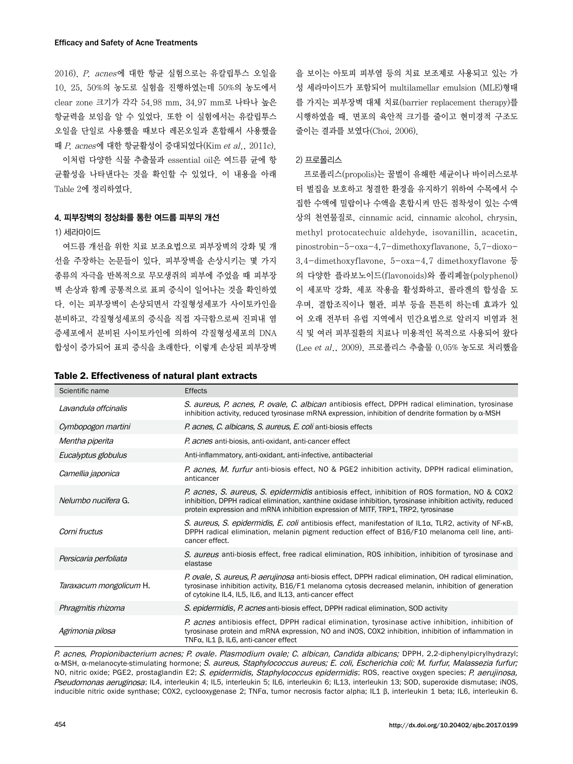2016). *P. acnes*에 대한 항균 실험으로는 유칼립투스 오일을 10, 25, 50%의 농도로 실험을 진행하였는데 50%의 농도에서 clear zone 크기가 각각 54.98 mm, 34.97 mm로 나타나 높은 항균력을 보임을 알 수 있었다. 또한 이 실험에서는 유칼립투스 오일을 단일로 사용했을 때보다 레몬오일과 혼합해서 사용했을 때 *P. acnes*에 대한 항균활성이 증대되었다(Kim *et al*., 2011c).

이처럼 다양한 식물 추출물과 essential oil은 여드름 균에 항균활성을 나타낸다는 것을 확인할 수 있었다. 이 내용을 아래 Table 2에 정리하였다.

### 4. 피부장벽의 정상화를 통한 여드름 피부의 개선

#### 1) 세라마이드

여드름 개선을 위한 치료 보조요법으로 피부장벽의 강화 및 개선을 주장하는 논문들이 있다. 피부장벽을 손상시키는 몇 가지 종류의 자극을 반복적으로 무모생쥐의 피부에 주었을 때 피부장벽 손상과 함께 공통적으로 표피 증식이 일어나는 것을 확인하였다. 이는 피부장벽이 손상되면서 각질형성세포가 사이토카인을 분비하고, 각질형성세포의 증식을 직접 자극함으로써 진피내 염증세포에서 분비된 사이토카인에 의하여 각질형성세포의 DNA 합성이 증가되어 표피 증식을 초래한다. 이렇게 손상된 피부장벽을 보이는 아토피 피부염 등의 치료 보조제로 사용되고 있는 가성 세라마이드가 포함되어 multilamellar emulsion (MLE)형태를 가지는 피부장벽 대체 치료(barrier replacement therapy)를 시행하였을 때, 면포의 육안적 크기를 줄이고 현미경적 구조도 줄이는 결과를 보였다(Choi, 2006).

#### 2) 프로폴리스

프로폴리스(propolis)는 꿀벌이 유해한 세균이나 바이러스로부터 벌집을 보호하고 청결한 환경을 유지하기 위하여 수목에서 수집한 수액에 밀랍이나 수액을 혼합시켜 만든 점착성이 있는 수액상의 천연물질로, cinnamic acid, cinnamic alcohol, chrysin, methyl protocatechuic aldehyde, isovanillin, acacetin, pinostrobin-5-oxa-4,7-dimethoxyflavanone, 5,7-dioxo-3,4-dimethoxyflavone, 5-oxa-4,7 dimethoxyflavone 등의 다양한 플라보노이드(flavonoids)와 폴리페놀(polyphenol)이 세포막 강화, 세포 작용을 활성화하고, 콜라겐의 합성을 도우며, 결합조직이나 혈관, 피부 등을 튼튼히 하는데 효과가 있어 오래 전부터 유럽 지역에서 민간요법으로 알려지 비염과 천식 및 여러 피부질환의 치료나 미용적인 목적으로 사용되어 왔다(Lee *et al*., 2009). 프로폴리스 추출물 0.05% 농도로 처리했을

**Table 2. Effectiveness of natural plant extracts**

| Scientific name | Effects |
|---|---|
| *Lavandula offcinalis* | *S. aureus, P. acnes, P. ovale, C. albican* antibiosis effect, DPPH radical elimination, tyrosinase inhibition activity, reduced tyrosinase mRNA expression, inhibition of dendrite formation by α-MSH |
| *Cymbopogon martini* | *P. acnes, C. albicans, S. aureus, E. coli* anti-biosis effects |
| *Mentha piperita* | *P. acnes* anti-biosis, anti-oxidant, anti-cancer effect |
| *Eucalyptus globulus* | Anti-inflammatory, anti-oxidant, anti-infective, antibacterial |
| *Camellia japonica* | *P. acnes, M. furfur* anti-biosis effect, NO & PGE2 inhibition activity, DPPH radical elimination, anticancer |
| *Nelumbo nucifera* G. | *P. acnes*, *S. aureus, S. epidermidis* antibiosis effect, inhibition of ROS formation, NO & COX2 inhibition, DPPH radical elimination, xanthine oxidase inhibition, tyrosinase inhibition activity, reduced protein expression and mRNA inhibition expression of MITF, TRP1, TRP2, tyrosinase |
| *Corni fructus* | *S. aureus, S. epidermidis, E. coli* antibiosis effect, manifestation of IL1α, TLR2, activity of NF-κB, DPPH radical elimination, melanin pigment reduction effect of B16/F10 melanoma cell line, anti-cancer effect. |
| *Persicaria perfoliata* | *S. aureus* anti-biosis effect, free radical elimination, ROS inhibition, inhibition of tyrosinase and elastase |
| *Taraxacum mongolicum* H. | *P. ovale*, *S. aureus*, *P. aerujinosa* anti-biosis effect, DPPH radical elimination, OH radical elimination, tyrosinase inhibition activity, B16/F1 melanoma cytosis decreased melanin, inhibition of generation of cytokine IL4, IL5, IL6, and IL13, anti-cancer effect |
| *Phragmitis rhizoma* | *S. epidermidis*, *P. acnes* anti-biosis effect, DPPH radical elimination, SOD activity |
| *Agrimonia pilosa* | *P. acnes* antibiosis effect, DPPH radical elimination, tyrosinase active inhibition, inhibition of tyrosinase protein and mRNA expression, NO and iNOS, COX2 inhibition, inhibition of inflammation in TNFα, IL1 β, IL6, anti-cancer effect |

*P. acnes, Propionibacterium acnes; P. ovale*, *Plasmodium ovale; C. albican, Candida albicans;* DPPH, 2,2-diphenylpicrylhydrazyl; α-MSH, α-melanocyte-stimulating hormone; *S. aureus, Staphylococcus aureus; E. coli, Escherichia coli; M. furfur, Malassezia furfur;* NO, nitric oxide; PGE2, prostaglandin E2; *S. epidermidis, Staphylococcus epidermidis*; ROS, reactive oxygen species; *P. aerujinosa, Pseudomonas aeruginosa*; IL4, interleukin 4; IL5, interleukin 5; IL6, interleukin 6; IL13, interleukin 13; SOD, superoxide dismutase; iNOS, inducible nitric oxide synthase; COX2, cyclooxygenase 2; TNFα, tumor necrosis factor alpha; IL1 β, interleukin 1 beta; IL6, interleukin 6.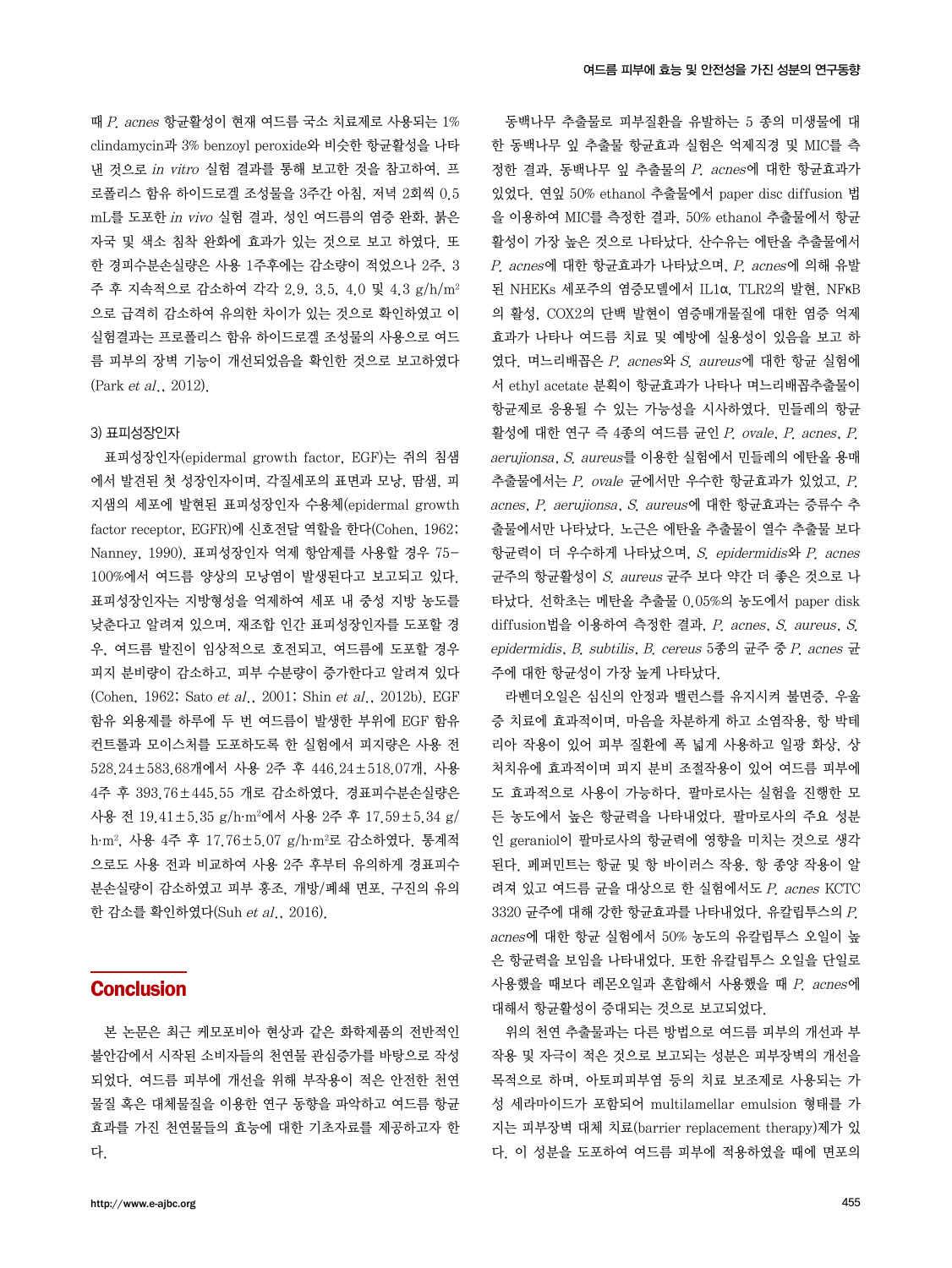때 *P. acnes* 항균활성이 현재 여드름 국소 치료제로 사용되는 1% clindamycin과 3% benzoyl peroxide와 비슷한 항균활성을 나타낸 것으로 *in vitro* 실험 결과를 통해 보고한 것을 참고하여, 프로폴리스 함유 하이드로겔 조성물을 3주간 아침, 저녁 2회씩 0.5 mL를 도포한 *in vivo* 실험 결과, 성인 여드름의 염증 완화, 붉은 자국 및 색소 침착 완화에 효과가 있는 것으로 보고 하였다. 또한 경피수분손실량은 사용 1주후에는 감소량이 적었으나 2주, 3주 후 지속적으로 감소하여 각각 2.9, 3.5, 4.0 및 4.3 g/h/m$^2$으로 급격히 감소하여 유의한 차이가 있는 것으로 확인하였고 이 실험결과는 프로폴리스 함유 하이드로겔 조성물의 사용으로 여드름 피부의 장벽 기능이 개선되었음을 확인한 것으로 보고하였다(Park *et al.*, 2012).

3) 표피성장인자

표피성장인자(epidermal growth factor, EGF)는 쥐의 침샘에서 발견된 첫 성장인자이며, 각질세포의 표면과 모낭, 땀샘, 피지샘의 세포에 발현된 표피성장인자 수용체(epidermal growth factor receptor, EGFR)에 신호전달 역할을 한다(Cohen, 1962; Nanney, 1990). 표피성장인자 억제 항암제를 사용할 경우 75-100%에서 여드름 양상의 모낭염이 발생된다고 보고되고 있다. 표피성장인자는 지방형성을 억제하여 세포 내 중성 지방 농도를 낮춘다고 알려져 있으며, 재조합 인간 표피성장인자를 도포할 경우, 여드름 발진이 임상적으로 호전되고, 여드름에 도포할 경우 피지 분비량이 감소하고, 피부 수분량이 증가한다고 알려져 있다(Cohen, 1962; Sato *et al.*, 2001; Shin *et al.*, 2012b). EGF 함유 외용제를 하루에 두 번 여드름이 발생한 부위에 EGF 함유 컨트롤과 모이스처를 도포하도록 한 실험에서 피지량은 사용 전 528.24±583.68개에서 사용 2주 후 446.24±518.07개, 사용 4주 후 393.76±445.55 개로 감소하였다. 경표피수분손실량은 사용 전 19.41±5.35 g/h·m$^2$에서 사용 2주 후 17.59±5.34 g/h·m$^2$, 사용 4주 후 17.76±5.07 g/h·m$^2$로 감소하였다. 통계적으로도 사용 전과 비교하여 사용 2주 후부터 유의하게 경표피수분손실량이 감소하였고 피부 홍조, 개방/폐쇄 면포, 구진의 유의한 감소를 확인하였다(Suh *et al.*, 2016).

## Conclusion

본 논문은 최근 케모포비아 현상과 같은 화학제품의 전반적인 불안감에서 시작된 소비자들의 천연물 관심증가를 바탕으로 작성되었다. 여드름 피부에 개선을 위해 부작용이 적은 안전한 천연물질 혹은 대체물질을 이용한 연구 동향을 파악하고 여드름 항균 효과를 가진 천연물들의 효능에 대한 기초자료를 제공하고자 한다.

동백나무 추출물로 피부질환을 유발하는 5 종의 미생물에 대한 동백나무 잎 추출물 항균효과 실험은 억제직경 및 MIC를 측정한 결과, 동백나무 잎 추출물의 *P. acnes*에 대한 항균효과가 있었다. 연잎 50% ethanol 추출물에서 paper disc diffusion 법을 이용하여 MIC를 측정한 결과, 50% ethanol 추출물에서 항균활성이 가장 높은 것으로 나타났다. 산수유는 에탄올 추출물에서 *P. acnes*에 대한 항균효과가 나타났으며, *P. acnes*에 의해 유발된 NHEKs 세포주의 염증모델에서 IL1α, TLR2의 발현, NFκB의 활성, COX2의 단백 발현이 염증매개물질에 대한 염증 억제 효과가 나타나 여드름 치료 및 예방에 실용성이 있음을 보고 하였다. 며느리배꼽은 *P. acnes*와 *S. aureus*에 대한 항균 실험에서 ethyl acetate 분획이 항균효과가 나타나 며느리배꼽추출물이 항균제로 응용될 수 있는 가능성을 시사하였다. 민들레의 항균활성에 대한 연구 즉 4종의 여드름 균인 *P. ovale*, *P. acnes*, *P. aerujionsa*, *S. aureus*를 이용한 실험에서 민들레의 에탄올 용매 추출물에서는 *P. ovale* 균에서만 우수한 항균효과가 있었고, *P. acnes*, *P. aerujionsa*, *S. aureus*에 대한 항균효과는 증류수 추출물에서만 나타났다. 노근은 에탄올 추출물이 열수 추출물 보다 항균력이 더 우수하게 나타났으며, *S. epidermidis*와 *P. acnes* 균주의 항균활성이 *S. aureus* 균주 보다 약간 더 좋은 것으로 나타났다. 선학초는 메탄올 추출물 0.05%의 농도에서 paper disk diffusion법을 이용하여 측정한 결과, *P. acnes*, *S. aureus*, *S. epidermidis*, *B. subtilis*, *B. cereus* 5종의 균주 중 *P. acnes* 균주에 대한 항균성이 가장 높게 나타났다.

라벤더오일은 심신의 안정과 밸런스를 유지시켜 불면증, 우울증 치료에 효과적이며, 마음을 차분하게 하고 소염작용, 항 박테리아 작용이 있어 피부 질환에 폭 넓게 사용하고 일광 화상, 상처치유에 효과적이며 피지 분비 조절작용이 있어 여드름 피부에도 효과적으로 사용이 가능하다. 팔마로사는 실험을 진행한 모든 농도에서 높은 항균력을 나타내었다. 팔마로사의 주요 성분인 geraniol이 팔마로사의 항균력에 영향을 미치는 것으로 생각된다. 페퍼민트는 항균 및 항 바이러스 작용, 항 종양 작용이 알려져 있고 여드름 균을 대상으로 한 실험에서도 *P. acnes* KCTC 3320 균주에 대해 강한 항균효과를 나타내었다. 유칼립투스의 *P. acnes*에 대한 항균 실험에서 50% 농도의 유칼립투스 오일이 높은 항균력을 보임을 나타내었다. 또한 유칼립투스 오일을 단일로 사용했을 때보다 레몬오일과 혼합해서 사용했을 때 *P. acnes*에 대해서 항균활성이 증대되는 것으로 보고되었다.

위의 천연 추출물과는 다른 방법으로 여드름 피부의 개선과 부작용 및 자극이 적은 것으로 보고되는 성분은 피부장벽의 개선을 목적으로 하며, 아토피피부염 등의 치료 보조제로 사용되는 가성 세라마이드가 포함되어 multilamellar emulsion 형태를 가지는 피부장벽 대체 치료(barrier replacement therapy)제가 있다. 이 성분을 도포하여 여드름 피부에 적용하였을 때에 면포의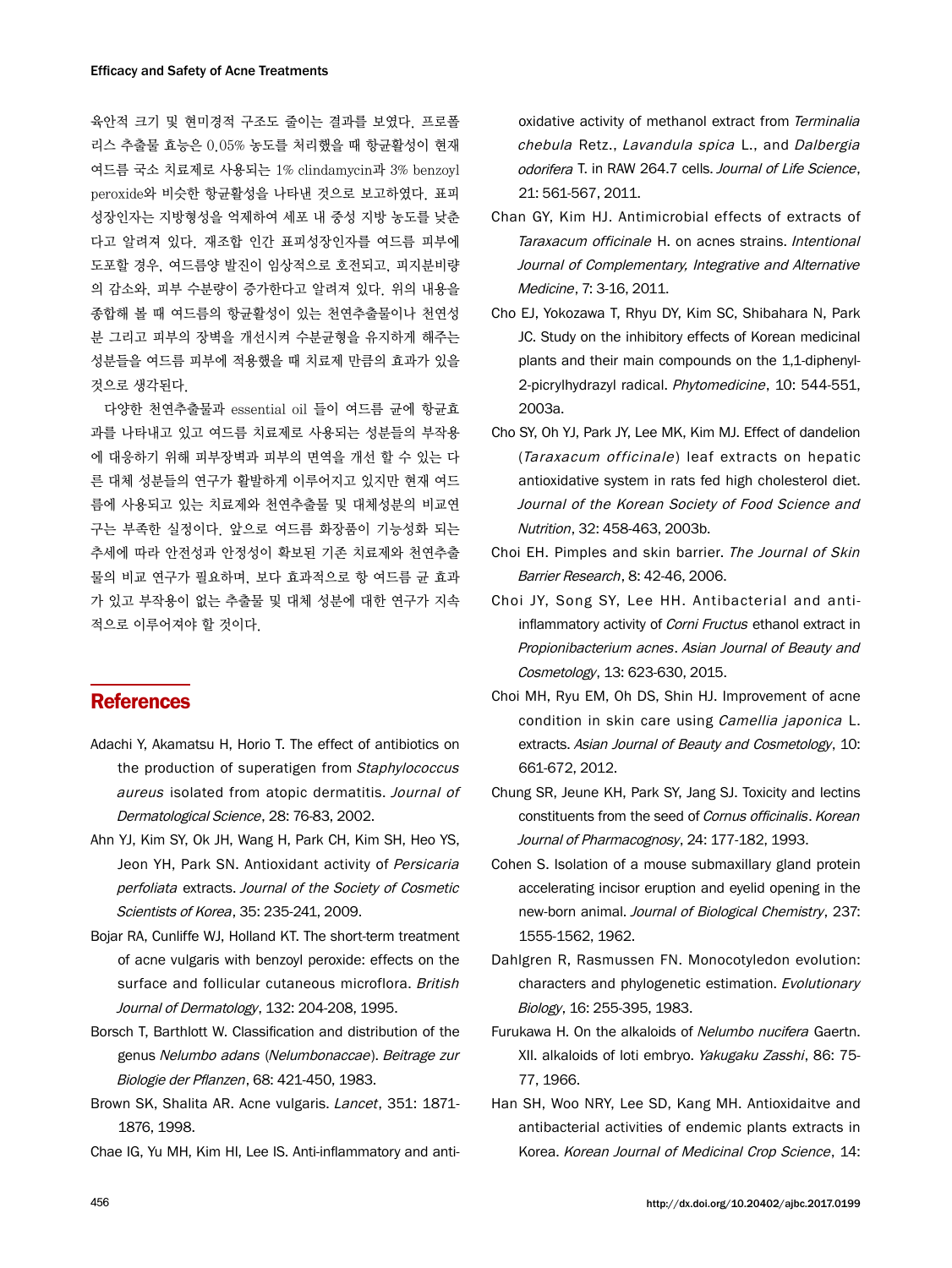육안적 크기 및 현미경적 구조도 줄이는 결과를 보였다. 프로폴리스 추출물 효능은 0.05% 농도를 처리했을 때 항균활성이 현재 여드름 국소 치료제로 사용되는 1% clindamycin과 3% benzoyl peroxide와 비슷한 항균활성을 나타낸 것으로 보고하였다. 표피성장인자는 지방형성을 억제하여 세포 내 중성 지방 농도를 낮춘다고 알려져 있다. 재조합 인간 표피성장인자를 여드름 피부에 도포할 경우, 여드름양 발진이 임상적으로 호전되고, 피지분비량의 감소와, 피부 수분량이 증가한다고 알려져 있다. 위의 내용을 종합해 볼 때 여드름의 항균활성이 있는 천연추출물이나 천연성분 그리고 피부의 장벽을 개선시켜 수분균형을 유지하게 해주는 성분들을 여드름 피부에 적용했을 때 치료제 만큼의 효과가 있을 것으로 생각된다.

다양한 천연추출물과 essential oil 들이 여드름 균에 항균효과를 나타내고 있고 여드름 치료제로 사용되는 성분들의 부작용에 대응하기 위해 피부장벽과 피부의 면역을 개선 할 수 있는 다른 대체 성분들의 연구가 활발하게 이루어지고 있지만 현재 여드름에 사용되고 있는 치료제와 천연추출물 및 대체성분의 비교연구는 부족한 실정이다. 앞으로 여드름 화장품이 기능성화 되는 추세에 따라 안전성과 안정성이 확보된 기존 치료제와 천연추출물의 비교 연구가 필요하며, 보다 효과적으로 항 여드름 균 효과가 있고 부작용이 없는 추출물 및 대체 성분에 대한 연구가 지속적으로 이루어져야 할 것이다.

## References

Adachi Y, Akamatsu H, Horio T. The effect of antibiotics on the production of superatigen from *Staphylococcus aureus* isolated from atopic dermatitis. *Journal of Dermatological Science*, 28: 76-83, 2002.

Ahn YJ, Kim SY, Ok JH, Wang H, Park CH, Kim SH, Heo YS, Jeon YH, Park SN. Antioxidant activity of *Persicaria perfoliata* extracts. *Journal of the Society of Cosmetic Scientists of Korea*, 35: 235-241, 2009.

Bojar RA, Cunliffe WJ, Holland KT. The short-term treatment of acne vulgaris with benzoyl peroxide: effects on the surface and follicular cutaneous microflora. *British Journal of Dermatology*, 132: 204-208, 1995.

Borsch T, Barthlott W. Classification and distribution of the genus *Nelumbo adans* (*Nelumbonaccae*). *Beitrage zur Biologie der Pflanzen*, 68: 421-450, 1983.

Brown SK, Shalita AR. Acne vulgaris. *Lancet*, 351: 1871-1876, 1998.

Chae IG, Yu MH, Kim HI, Lee IS. Anti-inflammatory and anti-oxidative activity of methanol extract from *Terminalia chebula* Retz., *Lavandula spica* L., and *Dalbergia odorifera* T. in RAW 264.7 cells. *Journal of Life Science*, 21: 561-567, 2011.

Chan GY, Kim HJ. Antimicrobial effects of extracts of *Taraxacum officinale* H. on acnes strains. *Intentional Journal of Complementary, Integrative and Alternative Medicine*, 7: 3-16, 2011.

Cho EJ, Yokozawa T, Rhyu DY, Kim SC, Shibahara N, Park JC. Study on the inhibitory effects of Korean medicinal plants and their main compounds on the 1,1-diphenyl-2-picrylhydrazyl radical. *Phytomedicine*, 10: 544-551, 2003a.

Cho SY, Oh YJ, Park JY, Lee MK, Kim MJ. Effect of dandelion (*Taraxacum officinale*) leaf extracts on hepatic antioxidative system in rats fed high cholesterol diet. *Journal of the Korean Society of Food Science and Nutrition*, 32: 458-463, 2003b.

Choi EH. Pimples and skin barrier. *The Journal of Skin Barrier Research*, 8: 42-46, 2006.

Choi JY, Song SY, Lee HH. Antibacterial and anti-inflammatory activity of *Corni Fructus* ethanol extract in *Propionibacterium acnes*. *Asian Journal of Beauty and Cosmetology*, 13: 623-630, 2015.

Choi MH, Ryu EM, Oh DS, Shin HJ. Improvement of acne condition in skin care using *Camellia japonica* L. extracts. *Asian Journal of Beauty and Cosmetology*, 10: 661-672, 2012.

Chung SR, Jeune KH, Park SY, Jang SJ. Toxicity and lectins constituents from the seed of *Cornus officinalis*. *Korean Journal of Pharmacognosy*, 24: 177-182, 1993.

Cohen S. Isolation of a mouse submaxillary gland protein accelerating incisor eruption and eyelid opening in the new-born animal. *Journal of Biological Chemistry*, 237: 1555-1562, 1962.

Dahlgren R, Rasmussen FN. Monocotyledon evolution: characters and phylogenetic estimation. *Evolutionary Biology*, 16: 255-395, 1983.

Furukawa H. On the alkaloids of *Nelumbo nucifera* Gaertn. XII. alkaloids of loti embryo. *Yakugaku Zasshi*, 86: 75-77, 1966.

Han SH, Woo NRY, Lee SD, Kang MH. Antioxidaitve and antibacterial activities of endemic plants extracts in Korea. *Korean Journal of Medicinal Crop Science*, 14: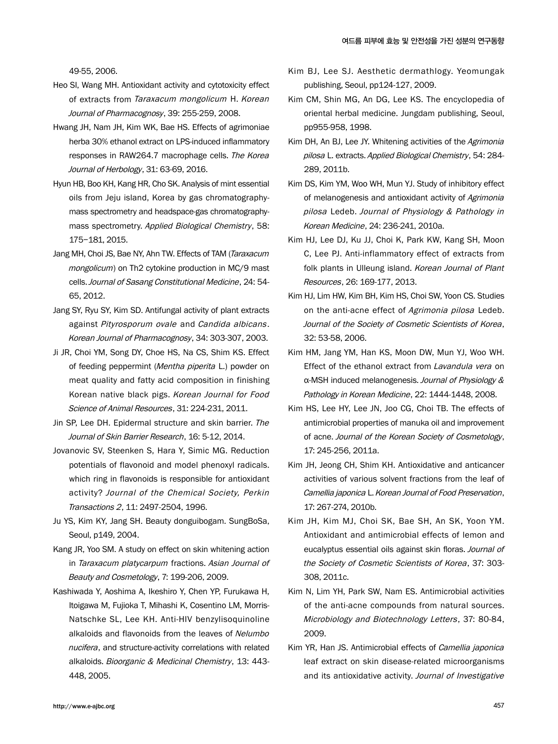49-55, 2006.

Heo SI, Wang MH. Antioxidant activity and cytotoxicity effect of extracts from *Taraxacum mongolicum* H. *Korean Journal of Pharmacognosy*, 39: 255-259, 2008.

Hwang JH, Nam JH, Kim WK, Bae HS. Effects of agrimoniae herba 30% ethanol extract on LPS-induced inflammatory responses in RAW264.7 macrophage cells. *The Korea Journal of Herbology*, 31: 63-69, 2016.

Hyun HB, Boo KH, Kang HR, Cho SK. Analysis of mint essential oils from Jeju island, Korea by gas chromatography-mass spectrometry and headspace-gas chromatography-mass spectrometry. *Applied Biological Chemistry*, 58: 175−181, 2015.

Jang MH, Choi JS, Bae NY, Ahn TW. Effects of TAM (*Taraxacum mongolicum*) on Th2 cytokine production in MC/9 mast cells. *Journal of Sasang Constitutional Medicine*, 24: 54-65, 2012.

Jang SY, Ryu SY, Kim SD. Antifungal activity of plant extracts against *Pityrosporum ovale* and *Candida albicans*. *Korean Journal of Pharmacognosy*, 34: 303-307, 2003.

Ji JR, Choi YM, Song DY, Choe HS, Na CS, Shim KS. Effect of feeding peppermint (*Mentha piperita* L.) powder on meat quality and fatty acid composition in finishing Korean native black pigs. *Korean Journal for Food Science of Animal Resources*, 31: 224-231, 2011.

Jin SP, Lee DH. Epidermal structure and skin barrier. *The Journal of Skin Barrier Research*, 16: 5-12, 2014.

Jovanovic SV, Steenken S, Hara Y, Simic MG. Reduction potentials of flavonoid and model phenoxyl radicals. which ring in flavonoids is responsible for antioxidant activity? *Journal of the Chemical Society, Perkin Transactions 2*, 11: 2497-2504, 1996.

Ju YS, Kim KY, Jang SH. Beauty donguibogam. SungBoSa, Seoul, p149, 2004.

Kang JR, Yoo SM. A study on effect on skin whitening action in *Taraxacum platycarpum* fractions. *Asian Journal of Beauty and Cosmetology*, 7: 199-206, 2009.

Kashiwada Y, Aoshima A, Ikeshiro Y, Chen YP, Furukawa H, Itoigawa M, Fujioka T, Mihashi K, Cosentino LM, Morris-Natschke SL, Lee KH. Anti-HIV benzylisoquinoline alkaloids and flavonoids from the leaves of *Nelumbo nucifera*, and structure-activity correlations with related alkaloids. *Bioorganic & Medicinal Chemistry*, 13: 443-448, 2005.

Kim BJ, Lee SJ. Aesthetic dermathlogy. Yeomungak publishing, Seoul, pp124-127, 2009.

Kim CM, Shin MG, An DG, Lee KS. The encyclopedia of oriental herbal medicine. Jungdam publishing, Seoul, pp955-958, 1998.

Kim DH, An BJ, Lee JY. Whitening activities of the *Agrimonia pilosa* L. extracts. *Applied Biological Chemistry*, 54: 284-289, 2011b.

Kim DS, Kim YM, Woo WH, Mun YJ. Study of inhibitory effect of melanogenesis and antioxidant activity of *Agrimonia pilosa* Ledeb. *Journal of Physiology & Pathology in Korean Medicine*, 24: 236-241, 2010a.

Kim HJ, Lee DJ, Ku JJ, Choi K, Park KW, Kang SH, Moon C, Lee PJ. Anti-inflammatory effect of extracts from folk plants in Ulleung island. *Korean Journal of Plant Resources*, 26: 169-177, 2013.

Kim HJ, Lim HW, Kim BH, Kim HS, Choi SW, Yoon CS. Studies on the anti-acne effect of *Agrimonia pilosa* Ledeb. *Journal of the Society of Cosmetic Scientists of Korea*, 32: 53-58, 2006.

Kim HM, Jang YM, Han KS, Moon DW, Mun YJ, Woo WH. Effect of the ethanol extract from *Lavandula vera* on α-MSH induced melanogenesis. *Journal of Physiology & Pathology in Korean Medicine*, 22: 1444-1448, 2008.

Kim HS, Lee HY, Lee JN, Joo CG, Choi TB. The effects of antimicrobial properties of manuka oil and improvement of acne. *Journal of the Korean Society of Cosmetology*, 17: 245-256, 2011a.

Kim JH, Jeong CH, Shim KH. Antioxidative and anticancer activities of various solvent fractions from the leaf of *Camellia japonica* L. *Korean Journal of Food Preservation*, 17: 267-274, 2010b.

Kim JH, Kim MJ, Choi SK, Bae SH, An SK, Yoon YM. Antioxidant and antimicrobial effects of lemon and eucalyptus essential oils against skin floras. *Journal of the Society of Cosmetic Scientists of Korea*, 37: 303-308, 2011c.

Kim N, Lim YH, Park SW, Nam ES. Antimicrobial activities of the anti-acne compounds from natural sources. *Microbiology and Biotechnology Letters*, 37: 80-84, 2009.

Kim YR, Han JS. Antimicrobial effects of *Camellia japonica* leaf extract on skin disease-related microorganisms and its antioxidative activity. *Journal of Investigative*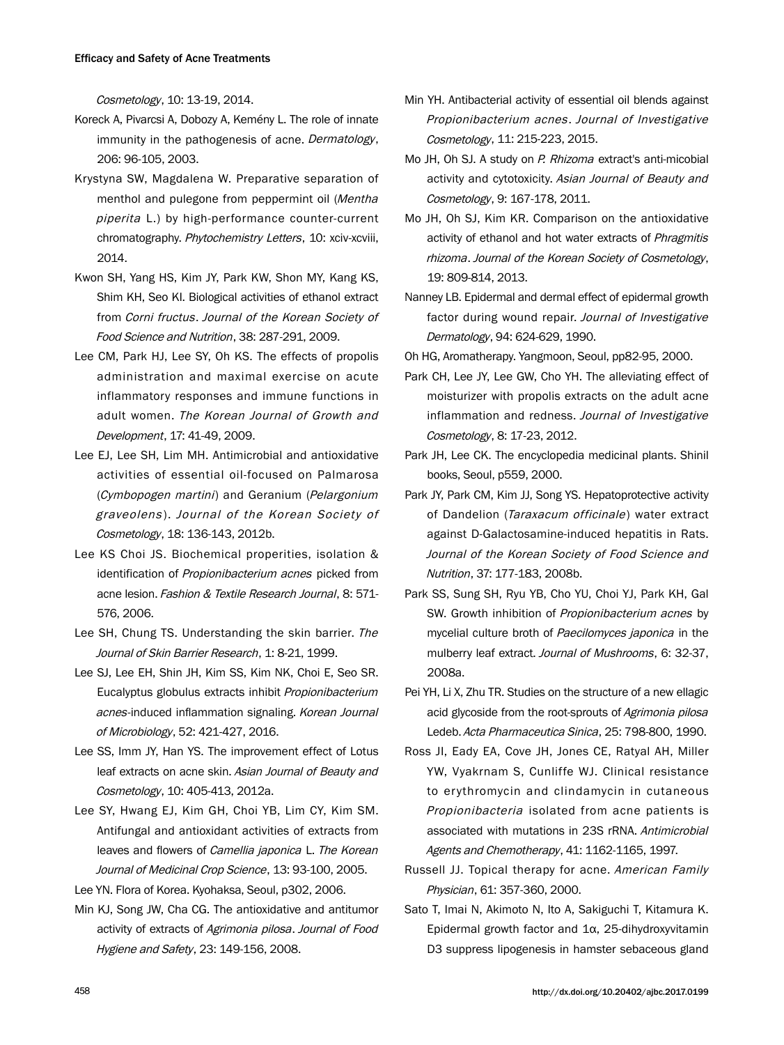*Cosmetology*, 10: 13-19, 2014.

Koreck A, Pivarcsi A, Dobozy A, Kemény L. The role of innate immunity in the pathogenesis of acne. *Dermatology*, 206: 96-105, 2003.

Krystyna SW, Magdalena W. Preparative separation of menthol and pulegone from peppermint oil (*Mentha piperita* L.) by high-performance counter-current chromatography. *Phytochemistry Letters*, 10: xciv-xcviii, 2014.

Kwon SH, Yang HS, Kim JY, Park KW, Shon MY, Kang KS, Shim KH, Seo KI. Biological activities of ethanol extract from *Corni fructus*. *Journal of the Korean Society of Food Science and Nutrition*, 38: 287-291, 2009.

Lee CM, Park HJ, Lee SY, Oh KS. The effects of propolis administration and maximal exercise on acute inflammatory responses and immune functions in adult women. *The Korean Journal of Growth and Development*, 17: 41-49, 2009.

Lee EJ, Lee SH, Lim MH. Antimicrobial and antioxidative activities of essential oil-focused on Palmarosa (*Cymbopogen martini*) and Geranium (*Pelargonium graveolens*). *Journal of the Korean Society of Cosmetology*, 18: 136-143, 2012b.

Lee KS Choi JS. Biochemical properities, isolation & identification of *Propionibacterium acnes* picked from acne lesion. *Fashion & Textile Research Journal*, 8: 571-576, 2006.

Lee SH, Chung TS. Understanding the skin barrier. *The Journal of Skin Barrier Research*, 1: 8-21, 1999.

Lee SJ, Lee EH, Shin JH, Kim SS, Kim NK, Choi E, Seo SR. Eucalyptus globulus extracts inhibit *Propionibacterium acnes*-induced inflammation signaling. *Korean Journal of Microbiology*, 52: 421-427, 2016.

Lee SS, Imm JY, Han YS. The improvement effect of Lotus leaf extracts on acne skin. *Asian Journal of Beauty and Cosmetology*, 10: 405-413, 2012a.

Lee SY, Hwang EJ, Kim GH, Choi YB, Lim CY, Kim SM. Antifungal and antioxidant activities of extracts from leaves and flowers of *Camellia japonica* L. *The Korean Journal of Medicinal Crop Science*, 13: 93-100, 2005.

Lee YN. Flora of Korea. Kyohaksa, Seoul, p302, 2006.

Min KJ, Song JW, Cha CG. The antioxidative and antitumor activity of extracts of *Agrimonia pilosa*. *Journal of Food Hygiene and Safety*, 23: 149-156, 2008.

Min YH. Antibacterial activity of essential oil blends against *Propionibacterium acnes*. *Journal of Investigative Cosmetology*, 11: 215-223, 2015.

Mo JH, Oh SJ. A study on *P. Rhizoma* extract's anti-micobial activity and cytotoxicity. *Asian Journal of Beauty and Cosmetology*, 9: 167-178, 2011.

Mo JH, Oh SJ, Kim KR. Comparison on the antioxidative activity of ethanol and hot water extracts of *Phragmitis rhizoma*. *Journal of the Korean Society of Cosmetology*, 19: 809-814, 2013.

Nanney LB. Epidermal and dermal effect of epidermal growth factor during wound repair. *Journal of Investigative Dermatology*, 94: 624-629, 1990.

Oh HG, Aromatherapy. Yangmoon, Seoul, pp82-95, 2000.

Park CH, Lee JY, Lee GW, Cho YH. The alleviating effect of moisturizer with propolis extracts on the adult acne inflammation and redness. *Journal of Investigative Cosmetology*, 8: 17-23, 2012.

Park JH, Lee CK. The encyclopedia medicinal plants. Shinil books, Seoul, p559, 2000.

Park JY, Park CM, Kim JJ, Song YS. Hepatoprotective activity of Dandelion (*Taraxacum officinale*) water extract against D-Galactosamine-induced hepatitis in Rats. *Journal of the Korean Society of Food Science and Nutrition*, 37: 177-183, 2008b.

Park SS, Sung SH, Ryu YB, Cho YU, Choi YJ, Park KH, Gal SW. Growth inhibition of *Propionibacterium acnes* by mycelial culture broth of *Paecilomyces japonica* in the mulberry leaf extract. *Journal of Mushrooms*, 6: 32-37, 2008a.

Pei YH, Li X, Zhu TR. Studies on the structure of a new ellagic acid glycoside from the root-sprouts of *Agrimonia pilosa* Ledeb. *Acta Pharmaceutica Sinica*, 25: 798-800, 1990.

Ross JI, Eady EA, Cove JH, Jones CE, Ratyal AH, Miller YW, Vyakrnam S, Cunliffe WJ. Clinical resistance to erythromycin and clindamycin in cutaneous *Propionibacteria* isolated from acne patients is associated with mutations in 23S rRNA. *Antimicrobial Agents and Chemotherapy*, 41: 1162-1165, 1997.

Russell JJ. Topical therapy for acne. *American Family Physician*, 61: 357-360, 2000.

Sato T, Imai N, Akimoto N, Ito A, Sakiguchi T, Kitamura K. Epidermal growth factor and 1α, 25-dihydroxyvitamin D3 suppress lipogenesis in hamster sebaceous gland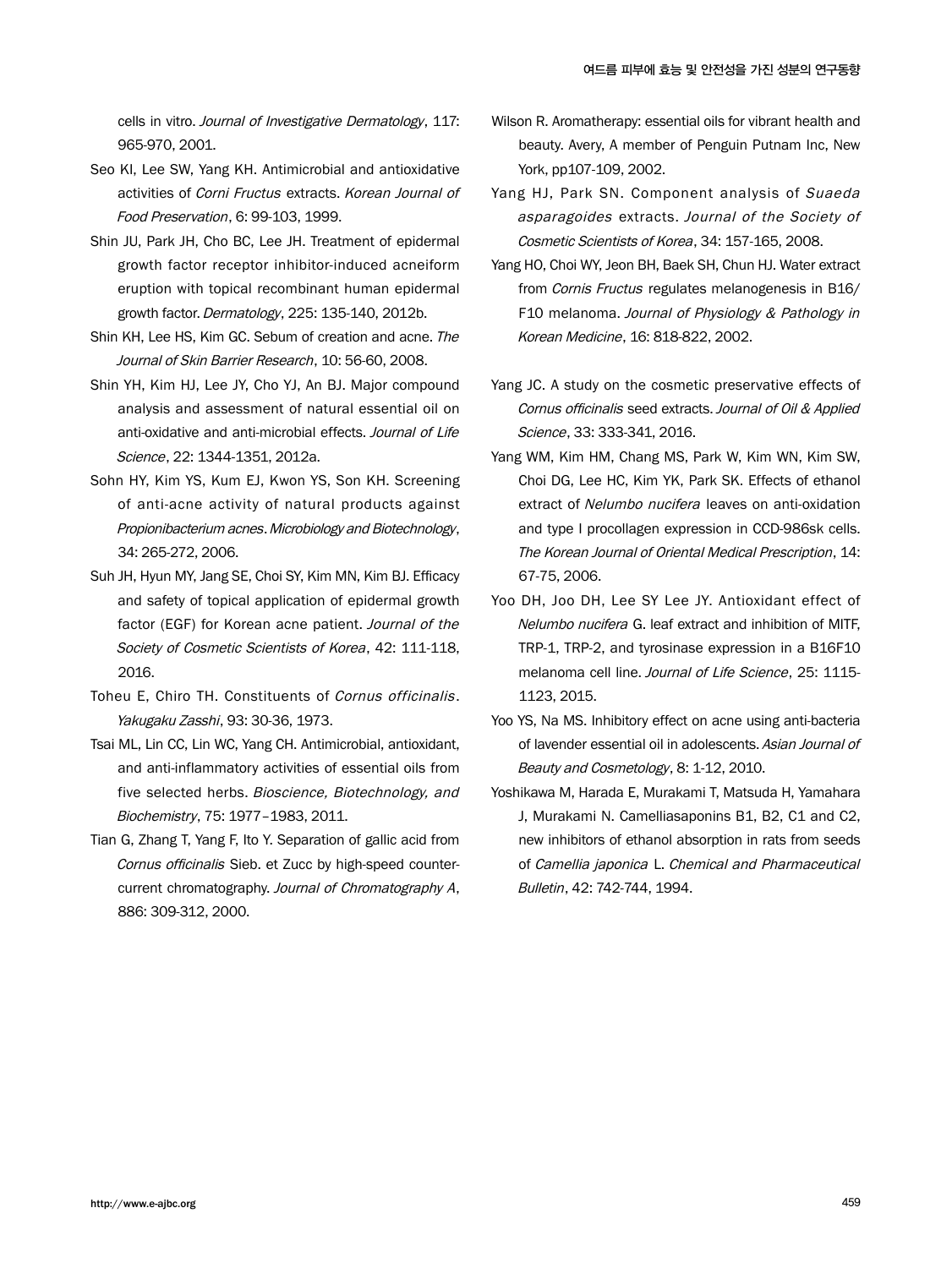cells in vitro. *Journal of Investigative Dermatology*, 117: 965-970, 2001.

Seo KI, Lee SW, Yang KH. Antimicrobial and antioxidative activities of *Corni Fructus* extracts. *Korean Journal of Food Preservation*, 6: 99-103, 1999.

Shin JU, Park JH, Cho BC, Lee JH. Treatment of epidermal growth factor receptor inhibitor-induced acneiform eruption with topical recombinant human epidermal growth factor. *Dermatology*, 225: 135-140, 2012b.

Shin KH, Lee HS, Kim GC. Sebum of creation and acne. *The Journal of Skin Barrier Research*, 10: 56-60, 2008.

Shin YH, Kim HJ, Lee JY, Cho YJ, An BJ. Major compound analysis and assessment of natural essential oil on anti-oxidative and anti-microbial effects. *Journal of Life Science*, 22: 1344-1351, 2012a.

Sohn HY, Kim YS, Kum EJ, Kwon YS, Son KH. Screening of anti-acne activity of natural products against *Propionibacterium acnes*. *Microbiology and Biotechnology*, 34: 265-272, 2006.

Suh JH, Hyun MY, Jang SE, Choi SY, Kim MN, Kim BJ. Efficacy and safety of topical application of epidermal growth factor (EGF) for Korean acne patient. *Journal of the Society of Cosmetic Scientists of Korea*, 42: 111-118, 2016.

Toheu E, Chiro TH. Constituents of *Cornus officinalis*. *Yakugaku Zasshi*, 93: 30-36, 1973.

Tsai ML, Lin CC, Lin WC, Yang CH. Antimicrobial, antioxidant, and anti-inflammatory activities of essential oils from five selected herbs. *Bioscience, Biotechnology, and Biochemistry*, 75: 1977–1983, 2011.

Tian G, Zhang T, Yang F, Ito Y. Separation of gallic acid from *Cornus officinalis* Sieb. et Zucc by high-speed counter-current chromatography. *Journal of Chromatography A*, 886: 309-312, 2000.

Wilson R. Aromatherapy: essential oils for vibrant health and beauty. Avery, A member of Penguin Putnam Inc, New York, pp107-109, 2002.

Yang HJ, Park SN. Component analysis of *Suaeda asparagoides* extracts. *Journal of the Society of Cosmetic Scientists of Korea*, 34: 157-165, 2008.

Yang HO, Choi WY, Jeon BH, Baek SH, Chun HJ. Water extract from *Cornis Fructus* regulates melanogenesis in B16/F10 melanoma. *Journal of Physiology & Pathology in Korean Medicine*, 16: 818-822, 2002.

Yang JC. A study on the cosmetic preservative effects of *Cornus officinalis* seed extracts. *Journal of Oil & Applied Science*, 33: 333-341, 2016.

Yang WM, Kim HM, Chang MS, Park W, Kim WN, Kim SW, Choi DG, Lee HC, Kim YK, Park SK. Effects of ethanol extract of *Nelumbo nucifera* leaves on anti-oxidation and type I procollagen expression in CCD-986sk cells. *The Korean Journal of Oriental Medical Prescription*, 14: 67-75, 2006.

Yoo DH, Joo DH, Lee SY Lee JY. Antioxidant effect of *Nelumbo nucifera* G. leaf extract and inhibition of MITF, TRP-1, TRP-2, and tyrosinase expression in a B16F10 melanoma cell line. *Journal of Life Science*, 25: 1115-1123, 2015.

Yoo YS, Na MS. Inhibitory effect on acne using anti-bacteria of lavender essential oil in adolescents. *Asian Journal of Beauty and Cosmetology*, 8: 1-12, 2010.

Yoshikawa M, Harada E, Murakami T, Matsuda H, Yamahara J, Murakami N. Camelliasaponins B1, B2, C1 and C2, new inhibitors of ethanol absorption in rats from seeds of *Camellia japonica* L. *Chemical and Pharmaceutical Bulletin*, 42: 742-744, 1994.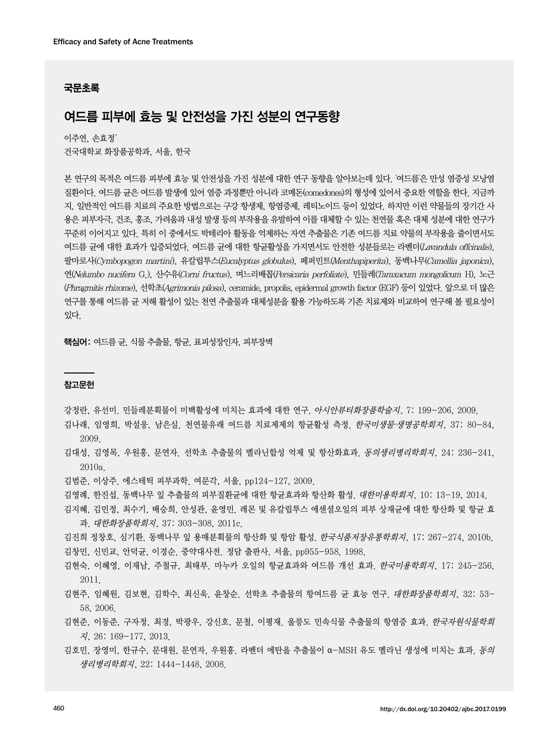## 국문초록

# 여드름 피부에 효능 및 안전성을 가진 성분의 연구동향

이주연, 손효정*

건국대학교 화장품공학과, 서울, 한국

본 연구의 목적은 여드름 피부에 효능 및 안전성을 가진 성분에 대한 연구 동향을 알아보는데 있다. '여드름'은 만성 염증성 모낭염 질환이다. 여드름 균은 여드름 발생에 있어 염증 과정뿐만 아니라 코메돈(comedones)의 형성에 있어서 중요한 역할을 한다. 지금까지, 일반적인 여드름 치료의 주요한 방법으로는 구강 항생제, 항염증제, 레티노이드 등이 있었다. 하지만 이런 약물들의 장기간 사용은 피부자극, 건조, 홍조, 가려움과 내성 발생 등의 부작용을 유발하여 이를 대체할 수 있는 천연물 혹은 대체 성분에 대한 연구가 꾸준히 이어지고 있다. 특히 이 중에서도 박테리아 활동을 억제하는 자연 추출물은 기존 여드름 치료 약물의 부작용을 줄이면서도 여드름 균에 대한 효과가 입증되었다. 여드름 균에 대한 항균활성을 가지면서도 안전한 성분들로는 라벤더(*Lavandula offcinalis*), 팔마로사(*Cymbopogon martini*), 유칼립투스(*Eucalyptus globulus*), 페퍼민트(*Menthapiperita*), 동백나무(*Camellia japonica*), 연(*Nelumbo nucifera* G.), 산수유(*Corni fructus*), 며느리배꼽(*Persicaria perfoliate*), 민들레(*Taraxacum mongolicum* H), 노근(*Phragmitis rhizome*), 선학초(*Agrimonia pilosa*), ceramide, propolis, epidermal growth factor (EGF) 등이 있었다. 앞으로 더 많은 연구를 통해 여드름 균 저해 활성이 있는 천연 추출물과 대체성분을 활용 가능하도록 기존 치료제와 비교하여 연구해 볼 필요성이 있다.

**핵심어:** 여드름 균, 식물 추출물, 항균, 표피성장인자, 피부장벽

## 참고문헌

강정란, 유선미. 민들레분획물이 미백활성에 미치는 효과에 대한 연구. *아시안뷰티화장품학술지*, 7: 199-206, 2009.

김나래, 임영희, 박설웅, 남은실. 천연물유래 여드름 치료제제의 항균활성 측정. *한국미생물·생명공학회지*, 37: 80-84, 2009.

김대성, 김영목, 우원홍, 문연자. 선학초 추출물의 멜라닌합성 억제 및 항산화효과. *동의생리병리학회지*, 24: 236-241, 2010a.

김범준, 이상주. 에스테틱 피부과학. 여문각, 서울, pp124-127, 2009.

김영례, 한진섭. 동백나무 잎 추출물의 피부질환균에 대한 항균효과와 항산화 활성. *대한미용학회지*, 10: 13-19, 2014.

김지혜, 김민정, 최수기, 배승희, 안성관, 윤영민. 레몬 및 유칼립투스 에센셜오일의 피부 상재균에 대한 항산화 및 항균 효과. *대한화장품학회지*, 37: 303-308, 2011c.

김진희 정창호, 심기환. 동백나무 잎 용매분획물의 항산화 및 항암 활성. *한국식품저장유통학회지*, 17: 267-274, 2010b.

김창민, 신민교, 안덕균, 이경순. 중약대사전. 정담 출판사, 서울, pp955-958, 1998.

김현숙, 이혜영, 이재남, 주철규, 최태부. 마누카 오일의 항균효과와 여드름 개선 효과. *한국미용학회지*, 17: 245-256, 2011.

김현주, 임혜원, 김보현, 김학수, 최신욱, 윤창순. 선학초 추출물의 항여드름 균 효능 연구. *대한화장품학회지*, 32: 53-58, 2006.

김현준, 이동준, 구자정, 최경, 박광우, 강신호, 문철, 이평재. 울릉도 민속식물 추출물의 항염증 효과. *한국자원식물학회지*, 26: 169-177, 2013.

김호민, 장영미, 한규수, 문대원, 문연자, 우원홍. 라벤더 에탄올 추출물이 α-MSH 유도 멜라닌 생성에 미치는 효과. *동의생리병리학회지*, 22: 1444-1448, 2008.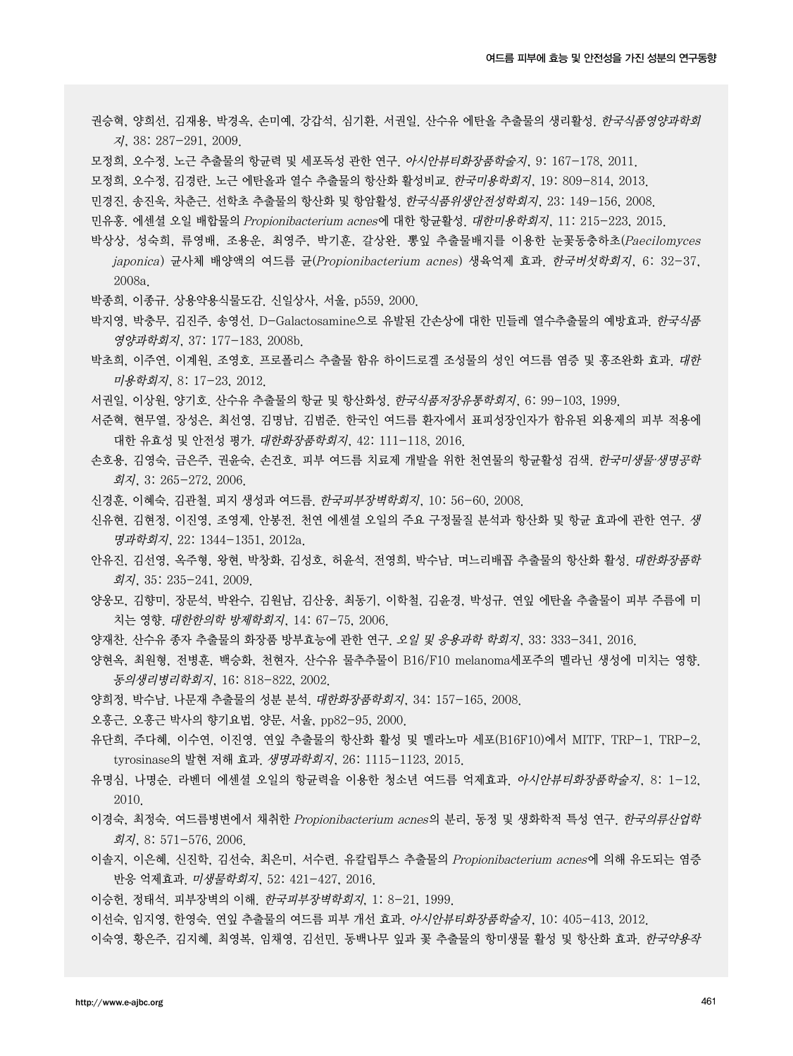권승혁, 양희선, 김재용, 박경옥, 손미예, 강갑석, 심기환, 서권일. 산수유 에탄올 추출물의 생리활성. *한국식품영양과학회지*, 38: 287-291, 2009.

모정희, 오수정. 노근 추출물의 항균력 및 세포독성 관한 연구. *아시안뷰티화장품학술지*, 9: 167-178, 2011.

모정희, 오수정, 김경란. 노근 에탄올과 열수 추출물의 항산화 활성비교. *한국미용학회지*, 19: 809-814, 2013.

민경진, 송진욱, 차춘근. 선학초 추출물의 항산화 및 항암활성. *한국식품위생안전성학회지*, 23: 149-156, 2008.

민유홍. 에센셜 오일 배합물의 *Propionibacterium acnes*에 대한 항균활성. *대한미용학회지*, 11: 215-223, 2015.

박상상, 성숙희, 류영배, 조용운, 최영주, 박기훈, 갈상완. 뽕잎 추출물배지를 이용한 눈꽃동충하초(*Paecilomyces japonica*) 균사체 배양액의 여드름 균(*Propionibacterium acnes*) 생육억제 효과. *한국버섯학회지*, 6: 32-37, 2008a.

박종희, 이종규. 상용약용식물도감. 신일상사, 서울, p559, 2000.

박지영, 박충무, 김진주, 송영선. D-Galactosamine으로 유발된 간손상에 대한 민들레 열수추출물의 예방효과. *한국식품영양과학회지*, 37: 177-183, 2008b.

박초희, 이주연, 이계원, 조영호. 프로폴리스 추출물 함유 하이드로겔 조성물의 성인 여드름 염증 및 홍조완화 효과. *대한미용학회지*, 8: 17-23, 2012.

서권일, 이상원, 양기호. 산수유 추출물의 항균 및 항산화성. *한국식품저장유통학회지*, 6: 99-103, 1999.

서준혁, 현무열, 장성은, 최선영, 김명남, 김범준. 한국인 여드름 환자에서 표피성장인자가 함유된 외용제의 피부 적용에 대한 유효성 및 안전성 평가. *대한화장품학회지*, 42: 111-118, 2016.

손호용, 김영숙, 금은주, 권윤숙, 손건호. 피부 여드름 치료제 개발을 위한 천연물의 항균활성 검색. *한국미생물·생명공학회지*, 3: 265-272, 2006.

신경훈, 이혜숙, 김관철. 피지 생성과 여드름. *한국피부장벽학회지*, 10: 56-60, 2008.

신유현, 김현정, 이진영, 조영제, 안봉전. 천연 에센셜 오일의 주요 구정물질 분석과 항산화 및 항균 효과에 관한 연구. *생명과학회지*, 22: 1344-1351, 2012a.

안유진, 김선영, 옥주형, 왕현, 박창화, 김성호, 허윤석, 전영희, 박수남. 며느리배꼽 추출물의 항산화 활성. *대한화장품학회지*, 35: 235-241, 2009.

양웅모, 김향미, 장문석, 박완수, 김원남, 김산웅, 최동기, 이학철, 김윤경, 박성규. 연잎 에탄올 추출물이 피부 주름에 미치는 영향. *대한한의학 방제학회지*, 14: 67-75, 2006.

양재찬. 산수유 종자 추출물의 화장품 방부효능에 관한 연구. *오일 및 응용과학 학회지*, 33: 333-341, 2016.

양현옥, 최원형, 전병훈, 백승화, 천현자. 산수유 물추추물이 B16/F10 melanoma세포주의 멜라닌 생성에 미치는 영향. *동의생리병리학회지*, 16: 818-822, 2002.

양희정, 박수남. 나문재 추출물의 성분 분석. *대한화장품학회지*, 34: 157-165, 2008.

오홍근. 오홍근 박사의 향기요법. 양문, 서울, pp82-95, 2000.

유단희, 주다혜, 이수연, 이진영. 연잎 추출물의 항산화 활성 및 멜라노마 세포(B16F10)에서 MITF, TRP-1, TRP-2, tyrosinase의 발현 저해 효과. *생명과학회지*, 26: 1115-1123, 2015.

유명심, 나명순. 라벤더 에센셜 오일의 항균력을 이용한 청소년 여드름 억제효과. *아시안뷰티화장품학술지*, 8: 1-12, 2010.

이경숙, 최정숙. 여드름병변에서 채취한 *Propionibacterium acnes*의 분리, 동정 및 생화학적 특성 연구. *한국의류산업학회지*, 8: 571-576, 2006.

이솔지, 이은혜, 신진학, 김선숙, 최은미, 서수련. 유칼립투스 추출물의 *Propionibacterium acnes*에 의해 유도되는 염증 반응 억제효과. *미생물학회지*, 52: 421-427, 2016.

이승헌, 정태석. 피부장벽의 이해. *한국피부장벽학회지*, 1: 8-21, 1999.

이선숙, 임지영, 한영숙. 연잎 추출물의 여드름 피부 개선 효과. *아시안뷰티화장품학술지*, 10: 405-413, 2012.

이숙영, 황은주, 김지혜, 최영복, 임채영, 김선민. 동백나무 잎과 꽃 추출물의 항미생물 활성 및 항산화 효과. *한국약용작*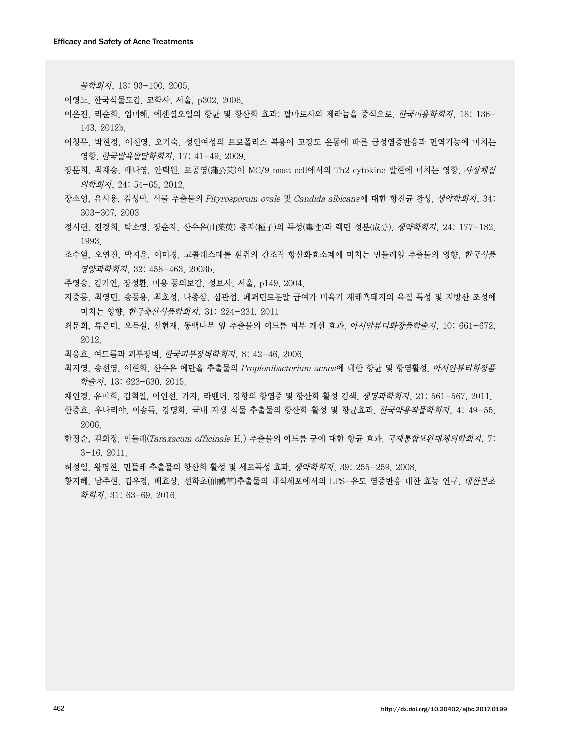*물학회지*, 13: 93-100, 2005.

이영노. 한국식물도감. 교학사, 서울, p302, 2006.

이은진, 리순화, 임미혜. 에센셜오일의 항균 및 항산화 효과: 팔마로사와 제라늄을 중심으로. *한국미용학회지*, 18: 136-143, 2012b.

이청무, 박현정, 이신영, 오기숙. 성인여성의 프로폴리스 복용이 고강도 운동에 따른 급성염증반응과 면역기능에 미치는 영향. *한국발육발달학회지*, 17: 41-49, 2009.

장문희, 최재송, 배나영, 안택원. 포공영(蒲公英)이 MC/9 mast cell에서의 Th2 cytokine 발현에 미치는 영향. *사상체질의학회지*, 24: 54-65, 2012.

장소영, 유시용, 김성덕. 식물 추출물의 *Pityrosporum ovale* 및 *Candida albicans*에 대한 항진균 활성. *생약학회지*, 34: 303-307, 2003.

정시련, 전경희, 박소영, 장순자. 산수유(山茱萸) 종자(種子)의 독성(毒性)과 렉틴 성분(成分). *생약학회지*, 24: 177-182, 1993.

조수열, 오연진, 박지윤, 이미경. 고콜레스테롤 흰쥐의 간조직 항산화효소계에 미치는 민들레잎 추출물의 영향. *한국식품영양과학회지*, 32: 458-463, 2003b.

주영승, 김기연, 장성환. 미용 동의보감. 성보사, 서울, p149, 2004.

지중룡, 최영민, 송동용, 최호성, 나종삼, 심관섭. 페퍼민트분말 급여가 비육기 재래흑돼지의 육질 특성 및 지방산 조성에 미치는 영향. *한국축산식품학회지*, 31: 224-231, 2011.

최문희, 류은미, 오득실, 신현재. 동백나무 잎 추출물의 여드름 피부 개선 효과. *아시안뷰티화장품학술지*, 10: 661-672, 2012.

최응호. 여드름과 피부장벽. *한국피부장벽학회지*, 8: 42-46, 2006.

최지영, 송선영, 이현화. 산수유 에탄올 추출물의 *Propionibacterium acnes*에 대한 항균 및 항염활성. *아시안뷰티화장품학술지*, 13: 623-630, 2015.

채인경, 유미희, 김혁일, 이인선. 가자, 라벤더, 강향의 항염증 및 항산화 활성 검색. *생명과학회지*, 21: 561-567, 2011.

한중호, 우나리야, 이송득, 강명화. 국내 자생 식물 추출물의 항산화 활성 및 항균효과. *한국약용작물학회지*, 4: 49-55, 2006.

한정순, 김희정. 민들레(*Taraxacum officinale* H.) 추출물의 여드름 균에 대한 항균 효과. *국제통합보완대체의학회지*, 7: 3-16, 2011.

허성일, 왕명현. 민들레 추출물의 항산화 활성 및 세포독성 효과. *생약학회지*, 39: 255-259, 2008.

황지혜, 남주현, 김우경, 배효상. 선학초(仙鶴草)추출물의 대식세포에서의 LPS-유도 염증반응 대한 효능 연구. *대한본초학회지*, 31: 63-69, 2016.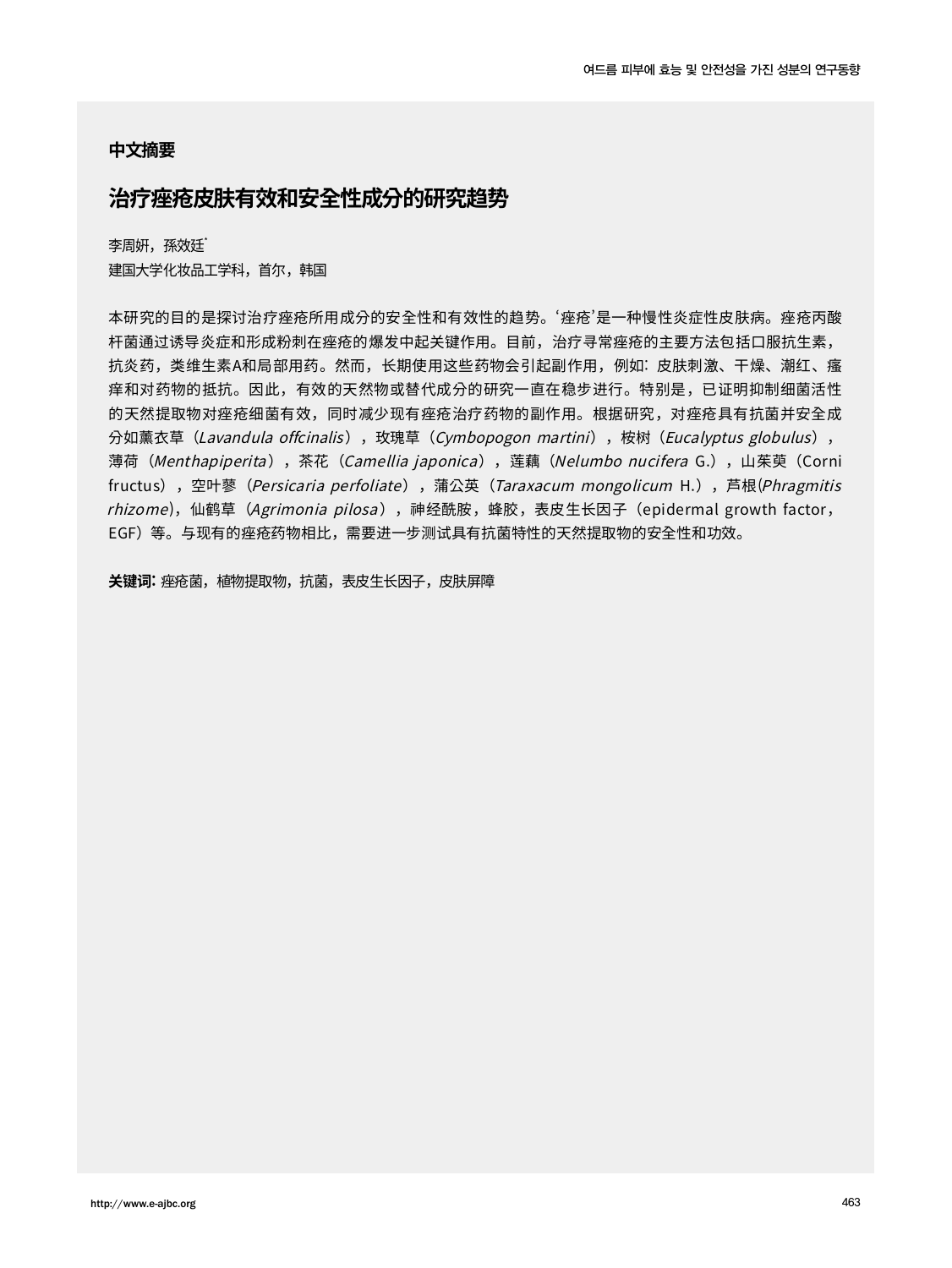## 中文摘要

# 治疗痤疮皮肤有效和安全性成分的研究趋势

李周妍，孫效廷*

建国大学化妆品工学科，首尔，韩国

本研究的目的是探讨治疗痤疮所用成分的安全性和有效性的趋势。'痤疮'是一种慢性炎症性皮肤病。痤疮丙酸杆菌通过诱导炎症和形成粉刺在痤疮的爆发中起关键作用。目前，治疗寻常痤疮的主要方法包括口服抗生素，抗炎药，类维生素A和局部用药。然而，长期使用这些药物会引起副作用，例如：皮肤刺激、干燥、潮红、瘙痒和对药物的抵抗。因此，有效的天然物或替代成分的研究一直在稳步进行。特别是，已证明抑制细菌活性的天然提取物对痤疮细菌有效，同时减少现有痤疮治疗药物的副作用。根据研究，对痤疮具有抗菌并安全成分如薰衣草（*Lavandula offcinalis*），玫瑰草（*Cymbopogon martini*），桉树（*Eucalyptus globulus*），薄荷（*Menthapiperita*），茶花（*Camellia japonica*），莲藕（*Nelumbo nucifera* G.），山茱萸（Corni fructus），空叶蓼（*Persicaria perfoliate*），蒲公英（*Taraxacum mongolicum* H.），芦根(*Phragmitis rhizome*)，仙鹤草（*Agrimonia pilosa*），神经酰胺，蜂胶，表皮生长因子（epidermal growth factor，EGF）等。与现有的痤疮药物相比，需要进一步测试具有抗菌特性的天然提取物的安全性和功效。

**关键词:** 痤疮菌，植物提取物，抗菌，表皮生长因子，皮肤屏障